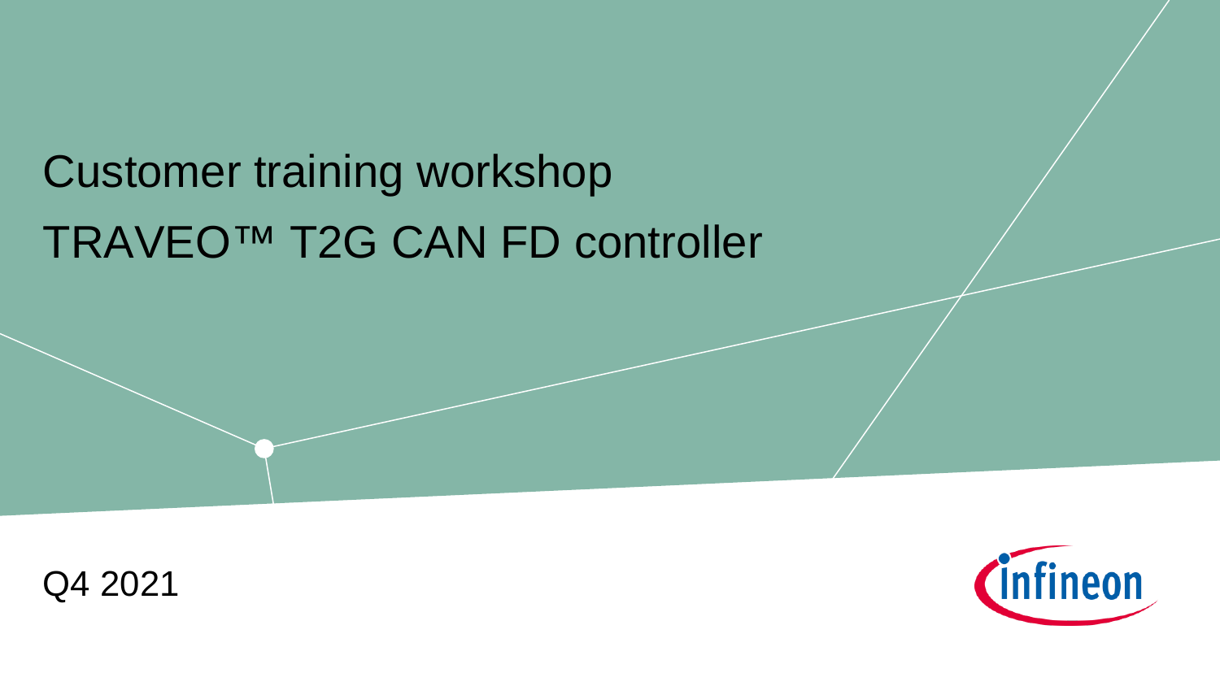# Customer training workshop TRAVEO™ T2G CAN FD controller

Q4 2021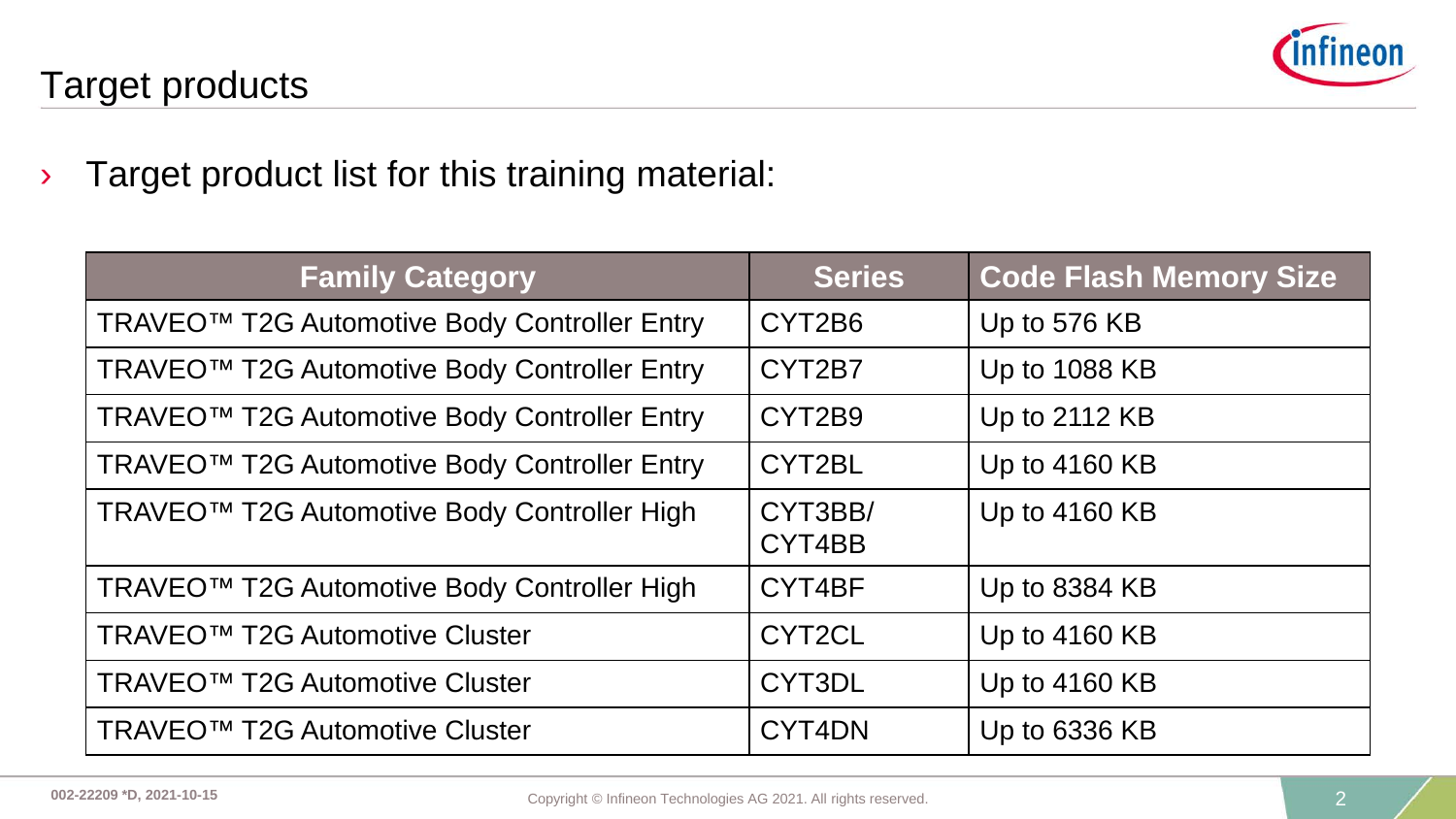# Target products

- Target product list for this training material:

| Family Category | Series | Code Flash Memory Size |
|---|---|---|
| TRAVEO™ T2G Automotive Body Controller Entry | CYT2B6 | Up to 576 KB |
| TRAVEO™ T2G Automotive Body Controller Entry | CYT2B7 | Up to 1088 KB |
| TRAVEO™ T2G Automotive Body Controller Entry | CYT2B9 | Up to 2112 KB |
| TRAVEO™ T2G Automotive Body Controller Entry | CYT2BL | Up to 4160 KB |
| TRAVEO™ T2G Automotive Body Controller High | CYT3BB/ CYT4BB | Up to 4160 KB |
| TRAVEO™ T2G Automotive Body Controller High | CYT4BF | Up to 8384 KB |
| TRAVEO™ T2G Automotive Cluster | CYT2CL | Up to 4160 KB |
| TRAVEO™ T2G Automotive Cluster | CYT3DL | Up to 4160 KB |
| TRAVEO™ T2G Automotive Cluster | CYT4DN | Up to 6336 KB |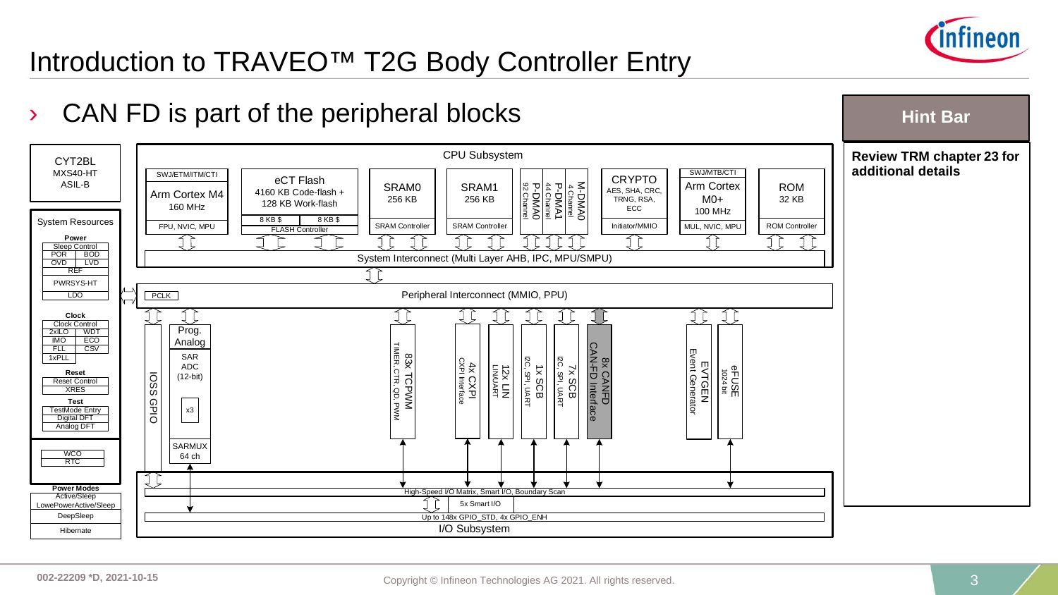# Introduction to TRAVEO™ T2G Body Controller Entry

› CAN FD is part of the peripheral blocks

**Hint Bar**

**Review TRM chapter 23 for additional details**

CYT2BL
MXS40-HT
ASIL-B

**System Resources**

- **Power**: Sleep Control, POR, BOD, OVD, LVD, REF, PWRSYS-HT, LDO
- **Clock**: Clock Control, 2xILO, WDT, IMO, ECO, FLL, CSV, 1xPLL
- **Reset**: Reset Control, XRES
- **Test**: TestMode Entry, Digital DFT, Analog DFT
- WCO, RTC
- **Power Modes**: Active/Sleep, LowePowerActive/Sleep, DeepSleep, Hibernate

**CPU Subsystem**

- SWJ/ETM/ITM/CTI; Arm Cortex M4 160 MHz; FPU, NVIC, MPU
- eCT Flash 4160 KB Code-flash + 128 KB Work-flash; 8 KB $, 8 KB $; FLASH Controller
- SRAM0 256 KB; SRAM Controller
- SRAM1 256 KB; SRAM Controller
- P-DMA0 92 Channel
- P-DMA1 44 Channel
- M-DMA0 4 Channel
- CRYPTO AES, SHA, CRC, TRNG, RSA, ECC; Initiator/MMIO
- SWJ/MTB/CTI; Arm Cortex M0+ 100 MHz; MUL, NVIC, MPU
- ROM 32 KB; ROM Controller

System Interconnect (Multi Layer AHB, IPC, MPU/SMPU)

PCLK

Peripheral Interconnect (MMIO, PPU)

- IOSS GPIO
- Prog. Analog: SAR ADC (12-bit) x3; SARMUX 64 ch
- 83x TCPWM TIMER, CTR, QD, PWM
- 4x CXPI CXPI Interface
- 12x LIN LIN/UART
- 1x SCB I2C, SPI, UART
- 7x SCB I2C, SPI, UART
- 8x CANFD CAN-FD Interface
- EVTGEN Event Generator
- eFUSE 1024 bit

High-Speed I/O Matrix, Smart I/O, Boundary Scan

5x Smart I/O

Up to 148x GPIO_STD, 4x GPIO_ENH

I/O Subsystem

002-22209 *D, 2021-10-15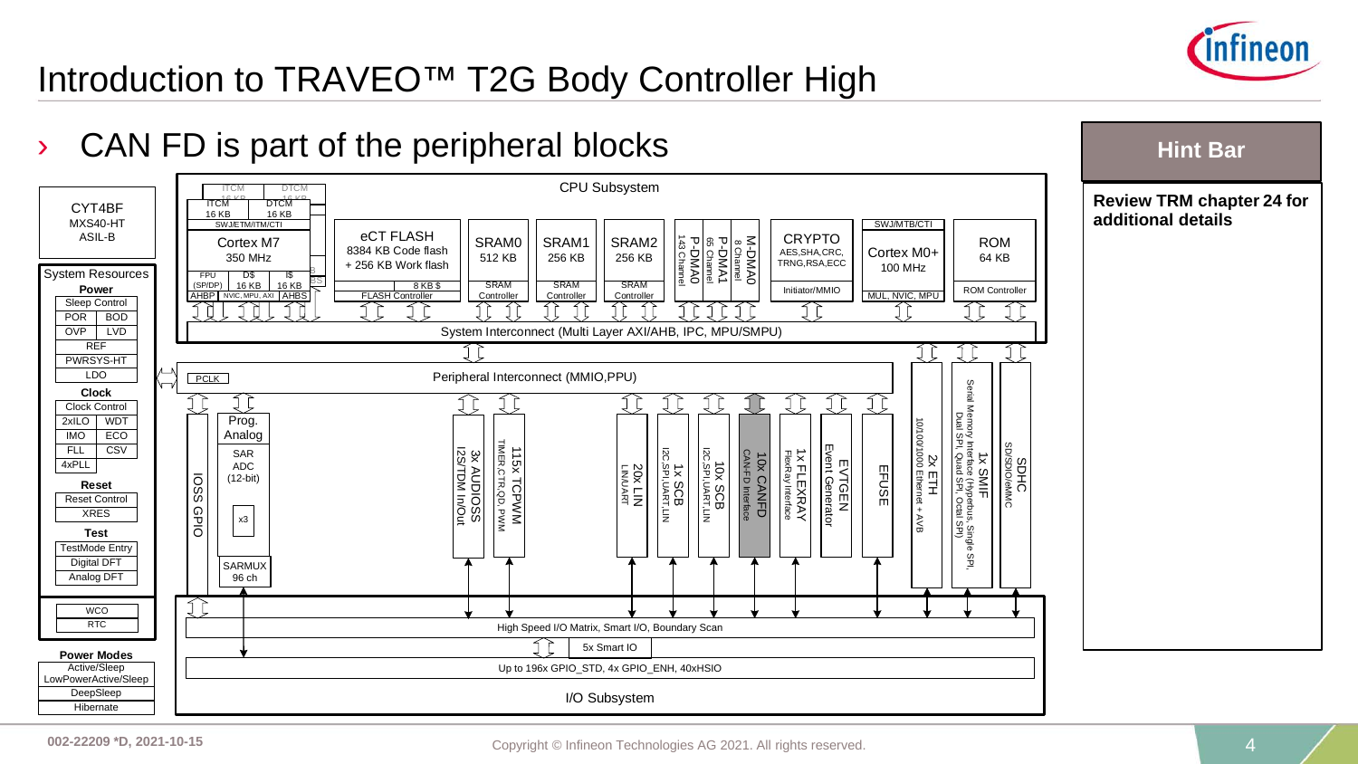# Introduction to TRAVEO™ T2G Body Controller High

## › CAN FD is part of the peripheral blocks

**Hint Bar**

**Review TRM chapter 24 for additional details**

CYT4BF
MXS40-HT
ASIL-B

**System Resources**

- **Power**: Sleep Control, POR, BOD, OVP, LVD, REF, PWRSYS-HT, LDO
- **Clock**: Clock Control, 2xILO, WDT, IMO, ECO, FLL, CSV, 4xPLL
- **Reset**: Reset Control, XRES
- **Test**: TestMode Entry, Digital DFT, Analog DFT
- WCO
- RTC

**Power Modes**: Active/Sleep, LowPowerActive/Sleep, DeepSleep, Hibernate

**CPU Subsystem**

- Cortex M7, 350 MHz (ITCM 16 KB, DTCM 16 KB, SWJ/ETM/ITM/CTI, FPU (SP/DP), D$ 16 KB, I$ 16 KB, AHBP, NVIC, MPU, AXI, AHBS)
- eCT FLASH: 8384 KB Code flash + 256 KB Work flash, 8 KB $, FLASH Controller
- SRAM0 512 KB, SRAM Controller
- SRAM1 256 KB, SRAM Controller
- SRAM2 256 KB, SRAM Controller
- P-DMA0 143 Channel
- P-DMA1 65 Channel
- M-DMA0 8 Channel
- CRYPTO: AES, SHA, CRC, TRNG, RSA, ECC, Initiator/MMIO
- Cortex M0+ 100 MHz (SWJ/MTB/CTI, MUL, NVIC, MPU)
- ROM 64 KB, ROM Controller

System Interconnect (Multi Layer AXI/AHB, IPC, MPU/SMPU)

PCLK — Peripheral Interconnect (MMIO,PPU)

**Peripherals**

- IOSS GPIO
- Prog. Analog: SAR ADC (12-bit) x3, SARMUX 96 ch
- 3x AUDIOSS: I2S/TDM In/Out
- 115x TCPWM: TIMER, CTR, QD, PWM
- 20x LIN: LIN/UART
- 1x SCB: I2C, SPI, UART, LIN
- 10x SCB: I2C, SPI, UART, LIN
- 10x CANFD: CAN-FD Interface
- 1x FLEXRAY: FlexRay Interface
- EVTGEN: Event Generator
- EFUSE
- 2x ETH: 10/100/1000 Ethernet + AVB
- 1x SMIF: Serial Memory Interface (Hyperbus, Single SPI, Dual SPI, Quad SPI, Octal SPI)
- SDHC: SD/SDIO/eMMC

**I/O Subsystem**

- High Speed I/O Matrix, Smart I/O, Boundary Scan
- 5x Smart IO
- Up to 196x GPIO_STD, 4x GPIO_ENH, 40xHSIO

002-22209 *D, 2021-10-15

Copyright © Infineon Technologies AG 2021. All rights reserved.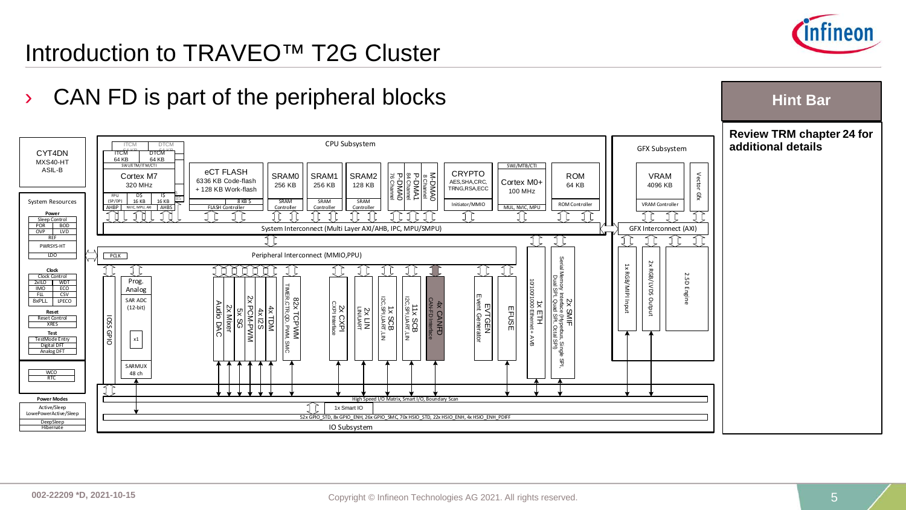# Introduction to TRAVEO™ T2G Cluster

› CAN FD is part of the peripheral blocks

**Hint Bar**

**Review TRM chapter 24 for additional details**

CYT4DN
MXS40-HT
ASIL-B

System Resources

**Power**
Sleep Control
POR | BOD
OVP | LVD
REF
PWRSYS-HT
LDO

**Clock**
Clock Control
2xILO | WDT
IMO | ECO
FLL | CSV
8xPLL | LPECO

**Reset**
Reset Control
XRES

**Test**
TestMode Entry
Digital DFT
Analog DFT

WCO
RTC

**Power Modes**
Active/Sleep
LowePowerActive/Sleep
DeepSleep
Hibernate

CPU Subsystem

ITCM 64 KB | DTCM 64 KB
SWJ/ETM/ITM/CTI
Cortex M7
320 MHz
FPU (SP/DP) | D$ 16 KB | I$ 16 KB
AHBP | NVIC, MPU, AXI | AHBS

eCT FLASH
6336 KB Code-flash
+ 128 KB Work-flash
8 KB $
FLASH Controller

SRAM0 256 KB — SRAM Controller
SRAM1 256 KB — SRAM Controller
SRAM2 128 KB — SRAM Controller

P-DMA0 76 Channel
P-DMA1 84 Channel
M-DMA0 8 Channel

CRYPTO
AES,SHA,CRC, TRNG,RSA,ECC
Initiator/MMIO

SWJ/MTB/CTI
Cortex M0+
100 MHz
MUL, NVIC, MPU

ROM
64 KB
ROM Controller

System Interconnect (Multi Layer AXI/AHB, IPC, MPU/SMPU)

GFX Subsystem
VRAM 4096 KB
VRAM Controller
Vector Gfx
GFX Interconnect (AXI)
1x RGB/MIPI Input
2x RGB/LVDS Output
2.5D Engine

PCLK
Peripheral Interconnect (MMIO,PPU)

IOSS GPIO
Prog. Analog
SAR ADC (12-bit)
x1
SARMUX 48 ch
Audio DAC
2x Mixer
5x SG
2x PCM-PWM
4x I2S
4x TDM
82x TCPWM — TIMER,CTR,QD, PWM, SMC
2x CXPI — CXPI Interface
2x LIN — LIN/UART
1x SCB — I2C,SPI,UART, LIN
11x SCB — I2C,SPI,UART, LIN
4x CANFD — CAN-FD Interface
EVTGEN — Event Generator
EFUSE
1x ETH — 10/100/1000 Ethernet + AVB
2x SMIF — Serial Memory Interface (Hyperbus, Single SPI, Dual SPI, Quad SPI, Octal SPI)

High Speed I/O Matrix, Smart I/O, Boundary Scan
1x Smart IO
52x GPIO_STD, 8x GPIO_ENH, 26x GPIO_SMC, 70x HSIO_STD, 22x HSIO_ENH, 4x HSIO_ENH_PDIFF
IO Subsystem

002-22209 *D, 2021-10-15

Copyright © Infineon Technologies AG 2021. All rights reserved.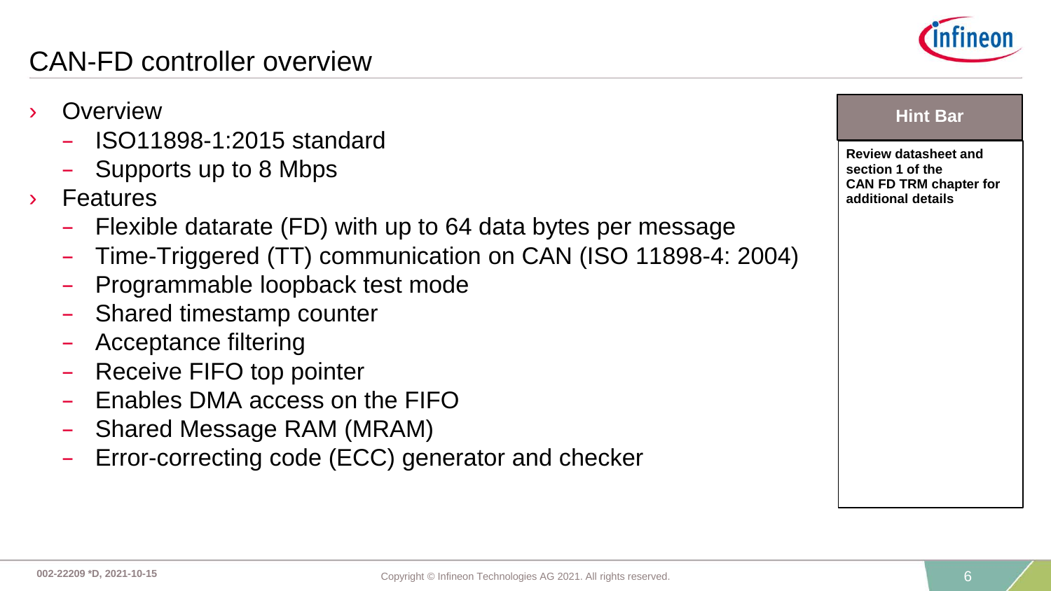# CAN-FD controller overview

- Overview
  - ISO11898-1:2015 standard
  - Supports up to 8 Mbps
- Features
  - Flexible datarate (FD) with up to 64 data bytes per message
  - Time-Triggered (TT) communication on CAN (ISO 11898-4: 2004)
  - Programmable loopback test mode
  - Shared timestamp counter
  - Acceptance filtering
  - Receive FIFO top pointer
  - Enables DMA access on the FIFO
  - Shared Message RAM (MRAM)
  - Error-correcting code (ECC) generator and checker

**Hint Bar**

**Review datasheet and section 1 of the CAN FD TRM chapter for additional details**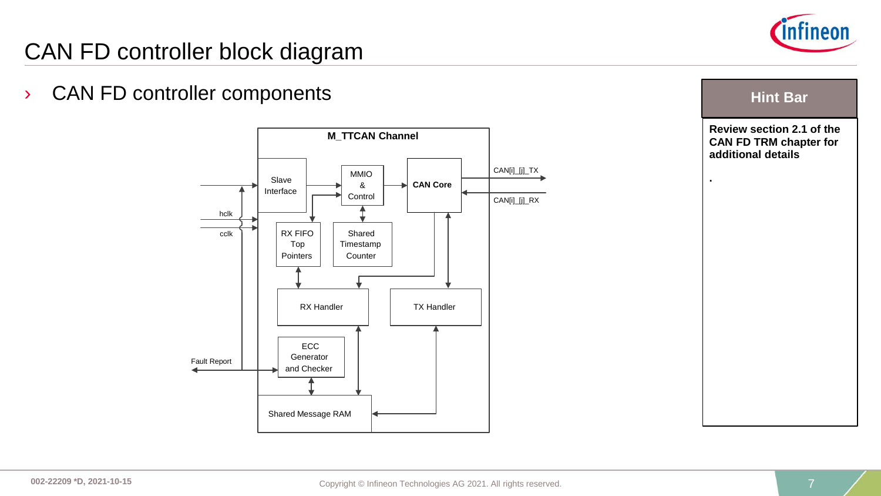# CAN FD controller block diagram

› CAN FD controller components

**M_TTCAN Channel**

Slave Interface

MMIO & Control

CAN Core

CAN[i]_[j]_TX

CAN[i]_[j]_RX

hclk

cclk

RX FIFO Top Pointers

Shared Timestamp Counter

RX Handler

TX Handler

ECC Generator and Checker

Fault Report

Shared Message RAM

**Hint Bar**

**Review section 2.1 of the CAN FD TRM chapter for additional details**

.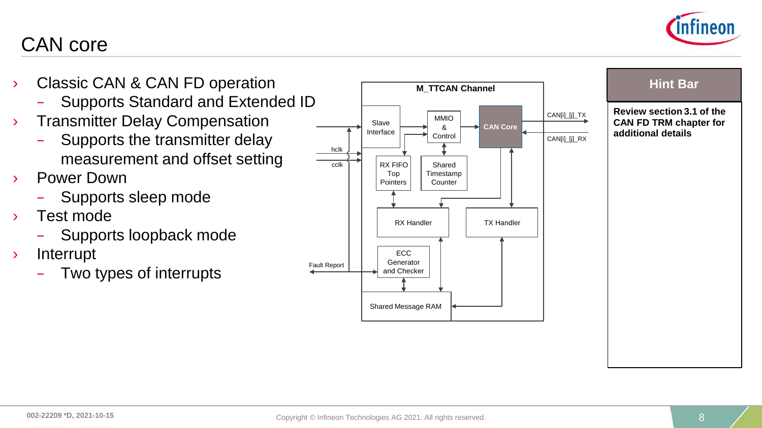# CAN core

- Classic CAN & CAN FD operation
  - Supports Standard and Extended ID
- Transmitter Delay Compensation
  - Supports the transmitter delay measurement and offset setting
- Power Down
  - Supports sleep mode
- Test mode
  - Supports loopback mode
- Interrupt
  - Two types of interrupts

M_TTCAN Channel

Slave Interface | MMIO & Control | CAN Core | RX FIFO Top Pointers | Shared Timestamp Counter | RX Handler | TX Handler | ECC Generator and Checker | Shared Message RAM

hclk | cclk | Fault Report | CAN[i]_[j]_TX | CAN[i]_[j]_RX

**Hint Bar**

**Review section 3.1 of the CAN FD TRM chapter for additional details**

002-22209 *D, 2021-10-15

Copyright © Infineon Technologies AG 2021. All rights reserved.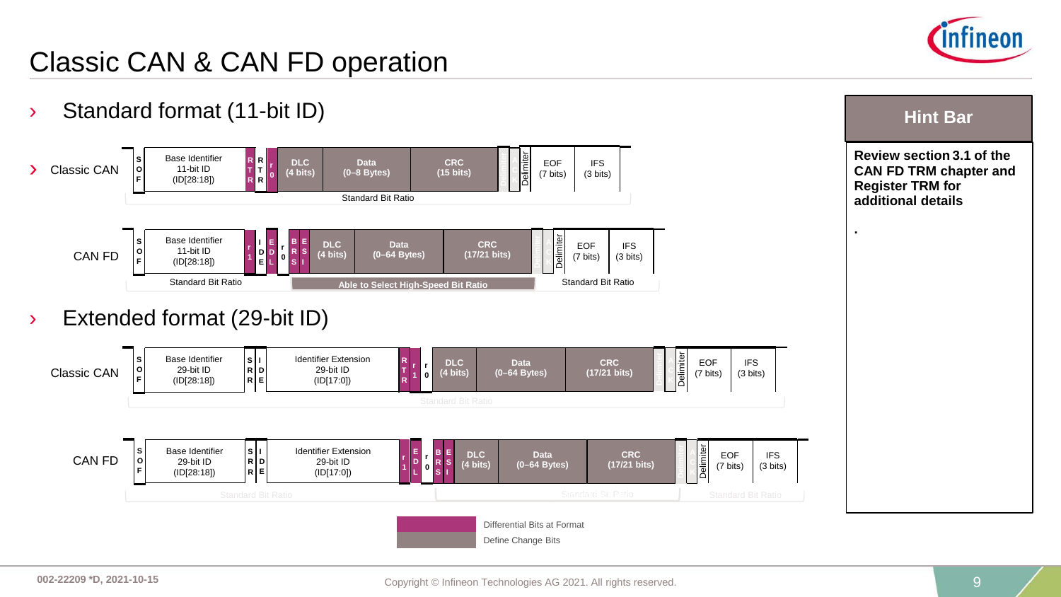# Classic CAN & CAN FD operation

› Standard format (11-bit ID)

› Classic CAN

| SOF | Base Identifier 11-bit ID (ID[28:18]) | RTR | RTR | r0 | DLC (4 bits) | Data (0–8 Bytes) | CRC (15 bits) | Delimiter | ACK | Delimiter | EOF (7 bits) | IFS (3 bits) |
|---|---|---|---|---|---|---|---|---|---|---|---|---|

Standard Bit Ratio

CAN FD

| SOF | Base Identifier 11-bit ID (ID[28:18]) | r1 | IDE | EDL | r0 | BRS | ESI | DLC (4 bits) | Data (0–64 Bytes) | CRC (17/21 bits) | Delimiter | ACK | Delimiter | EOF (7 bits) | IFS (3 bits) |
|---|---|---|---|---|---|---|---|---|---|---|---|---|---|---|---|

Standard Bit Ratio | Able to Select High-Speed Bit Ratio | Standard Bit Ratio

› Extended format (29-bit ID)

Classic CAN

| SOF | Base Identifier 29-bit ID (ID[28:18]) | SRR | IDE | Identifier Extension 29-bit ID (ID[17:0]) | RTR | r1 | r0 | DLC (4 bits) | Data (0–64 Bytes) | CRC (17/21 bits) | Delimiter | ACK | Delimiter | EOF (7 bits) | IFS (3 bits) |
|---|---|---|---|---|---|---|---|---|---|---|---|---|---|---|---|

Standard Bit Ratio

CAN FD

| SOF | Base Identifier 29-bit ID (ID[28:18]) | SRR | IDE | Identifier Extension 29-bit ID (ID[17:0]) | r1 | EDL | r0 | BRS | ESI | DLC (4 bits) | Data (0–64 Bytes) | CRC (17/21 bits) | Delimiter | ACK | Delimiter | EOF (7 bits) | IFS (3 bits) |
|---|---|---|---|---|---|---|---|---|---|---|---|---|---|---|---|---|---|

Standard Bit Ratio | Standard Bit Ratio | Standard Bit Ratio

Differential Bits at Format

Define Change Bits

**Hint Bar**

**Review section 3.1 of the CAN FD TRM chapter and Register TRM for additional details**

002-22209 *D, 2021-10-15

Copyright © Infineon Technologies AG 2021. All rights reserved.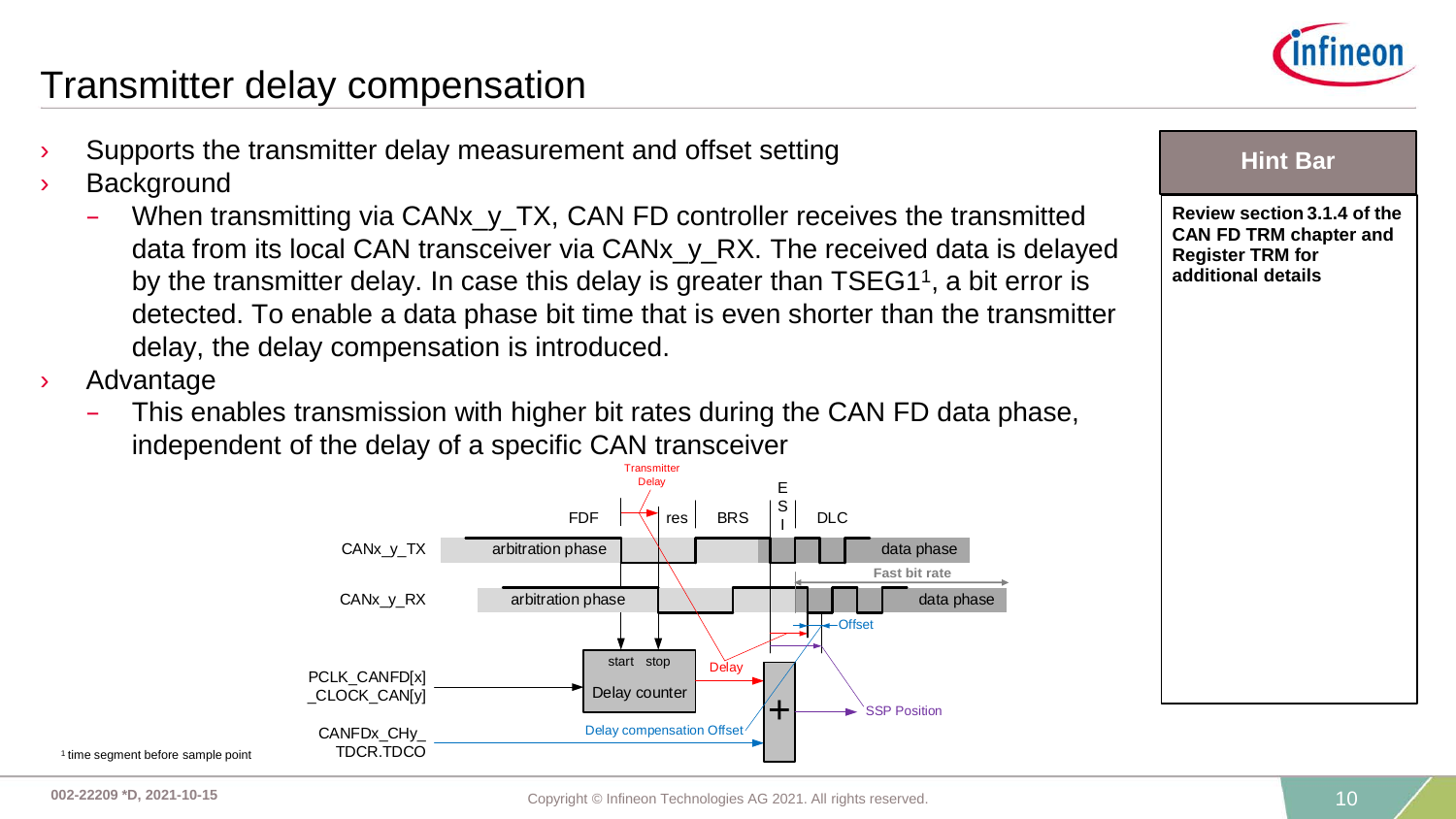# Transmitter delay compensation

- Supports the transmitter delay measurement and offset setting
- Background
  - When transmitting via CANx_y_TX, CAN FD controller receives the transmitted data from its local CAN transceiver via CANx_y_RX. The received data is delayed by the transmitter delay. In case this delay is greater than TSEG1[1], a bit error is detected. To enable a data phase bit time that is even shorter than the transmitter delay, the delay compensation is introduced.
- Advantage
  - This enables transmission with higher bit rates during the CAN FD data phase, independent of the delay of a specific CAN transceiver

Transmitter Delay

FDF | res | BRS | ESI | DLC

CANx_y_TX: arbitration phase ... data phase

Fast bit rate

CANx_y_RX: arbitration phase ... data phase

Offset

start stop

Delay counter

Delay

PCLK_CANFD[x]_CLOCK_CAN[y]

CANFDx_CHy_TDCR.TDCO

Delay compensation Offset

SSP Position

[1] time segment before sample point

**Hint Bar**

**Review section 3.1.4 of the CAN FD TRM chapter and Register TRM for additional details**

002-22209 *D, 2021-10-15

Copyright © Infineon Technologies AG 2021. All rights reserved.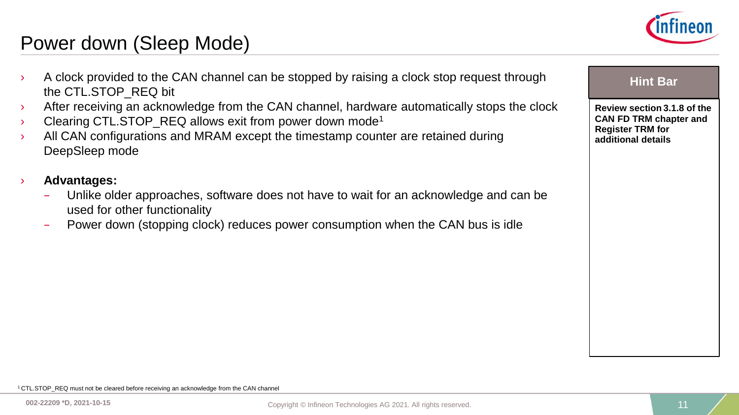# Power down (Sleep Mode)

- A clock provided to the CAN channel can be stopped by raising a clock stop request through the CTL.STOP_REQ bit
- After receiving an acknowledge from the CAN channel, hardware automatically stops the clock
- Clearing CTL.STOP_REQ allows exit from power down mode[1]
- All CAN configurations and MRAM except the timestamp counter are retained during DeepSleep mode

- **Advantages:**
  - Unlike older approaches, software does not have to wait for an acknowledge and can be used for other functionality
  - Power down (stopping clock) reduces power consumption when the CAN bus is idle

**Hint Bar**

**Review section 3.1.8 of the CAN FD TRM chapter and Register TRM for additional details**

[1] CTL.STOP_REQ must not be cleared before receiving an acknowledge from the CAN channel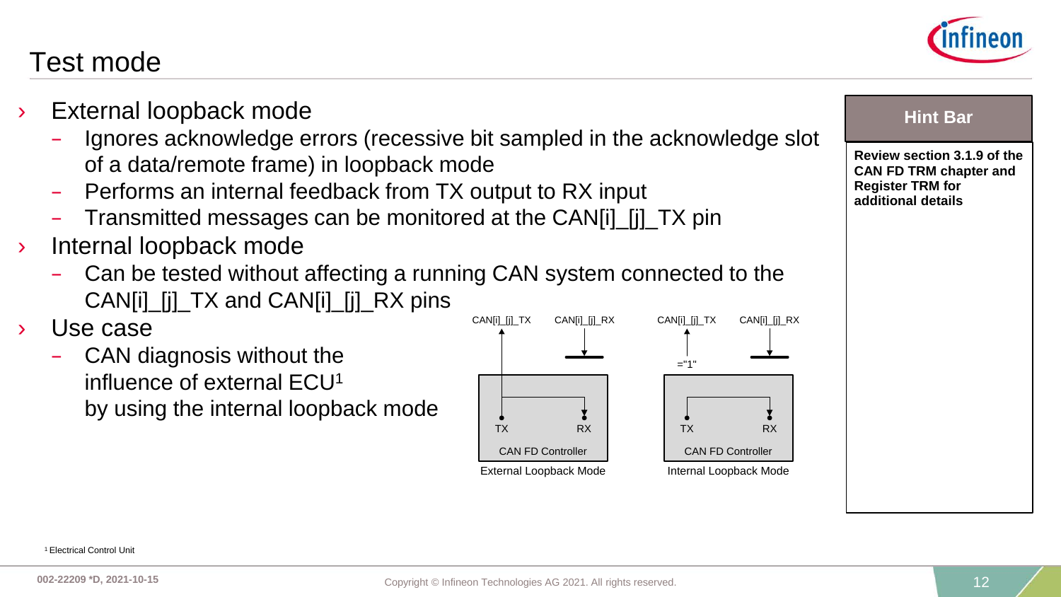# Test mode

- External loopback mode
  - Ignores acknowledge errors (recessive bit sampled in the acknowledge slot of a data/remote frame) in loopback mode
  - Performs an internal feedback from TX output to RX input
  - Transmitted messages can be monitored at the CAN[i]_[j]_TX pin
- Internal loopback mode
  - Can be tested without affecting a running CAN system connected to the CAN[i]_[j]_TX and CAN[i]_[j]_RX pins
- Use case
  - CAN diagnosis without the influence of external ECU[1] by using the internal loopback mode

CAN[i]_[j]_TX CAN[i]_[j]_RX

TX RX

CAN FD Controller

External Loopback Mode

CAN[i]_[j]_TX CAN[i]_[j]_RX

="1"

TX RX

CAN FD Controller

Internal Loopback Mode

**Hint Bar**

**Review section 3.1.9 of the CAN FD TRM chapter and Register TRM for additional details**

[1] Electrical Control Unit

002-22209 *D, 2021-10-15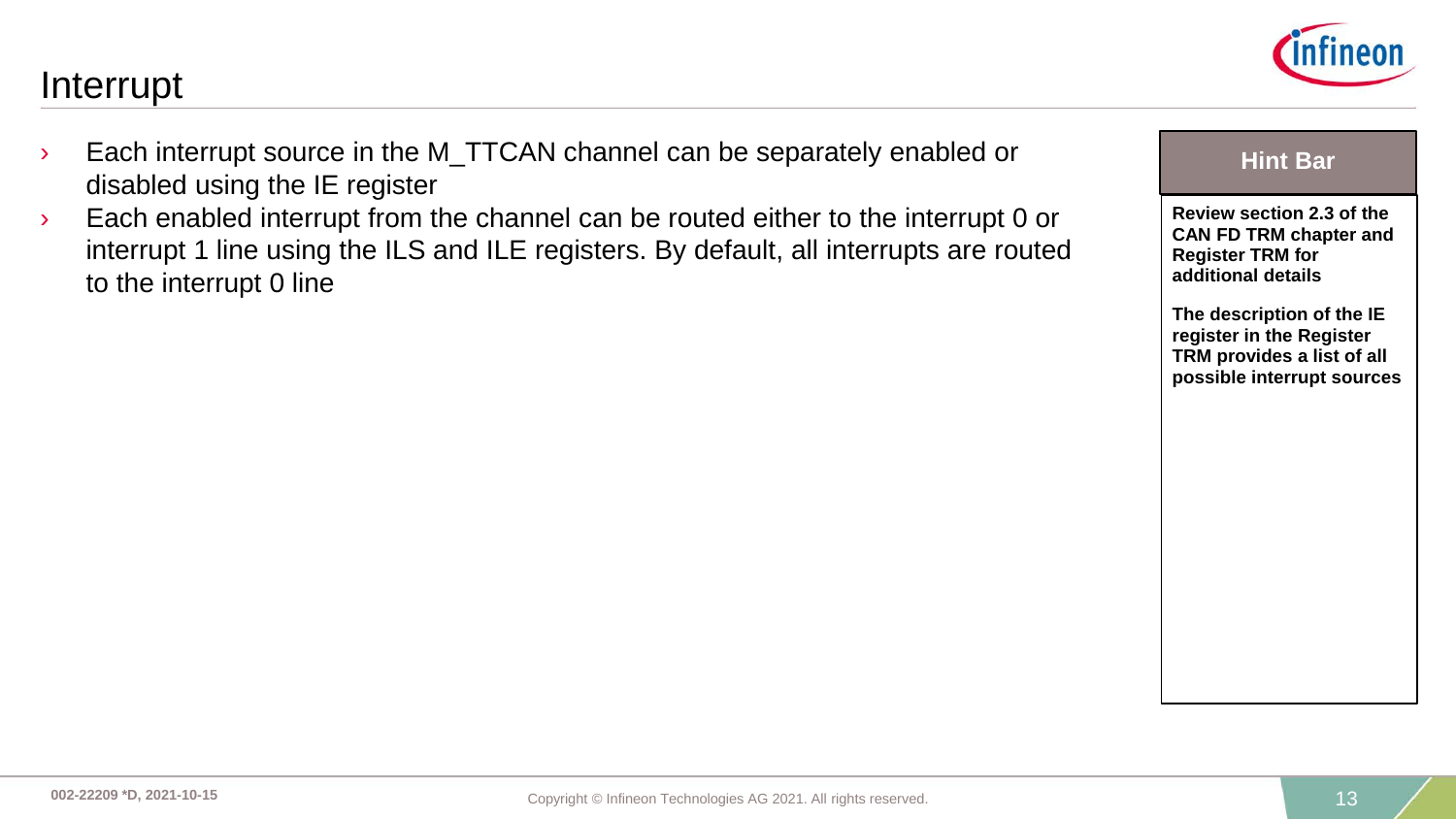# Interrupt

- Each interrupt source in the M_TTCAN channel can be separately enabled or disabled using the IE register
- Each enabled interrupt from the channel can be routed either to the interrupt 0 or interrupt 1 line using the ILS and ILE registers. By default, all interrupts are routed to the interrupt 0 line

**Hint Bar**

**Review section 2.3 of the CAN FD TRM chapter and Register TRM for additional details**

**The description of the IE register in the Register TRM provides a list of all possible interrupt sources**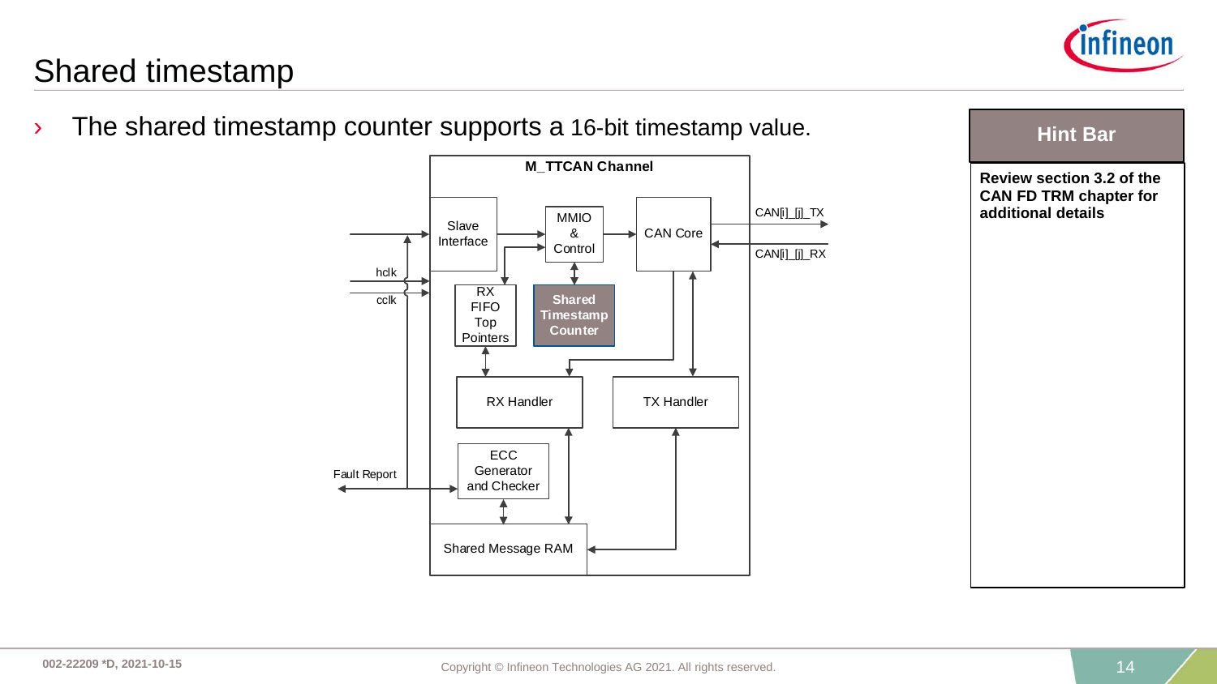# Shared timestamp

- The shared timestamp counter supports a 16-bit timestamp value.

M_TTCAN Channel

Slave Interface

MMIO & Control

CAN Core

CAN[i]_[j]_TX

CAN[i]_[j]_RX

hclk

cclk

RX FIFO Top Pointers

Shared Timestamp Counter

RX Handler

TX Handler

ECC Generator and Checker

Fault Report

Shared Message RAM

**Hint Bar**

**Review section 3.2 of the CAN FD TRM chapter for additional details**

002-22209 *D, 2021-10-15

Copyright © Infineon Technologies AG 2021. All rights reserved.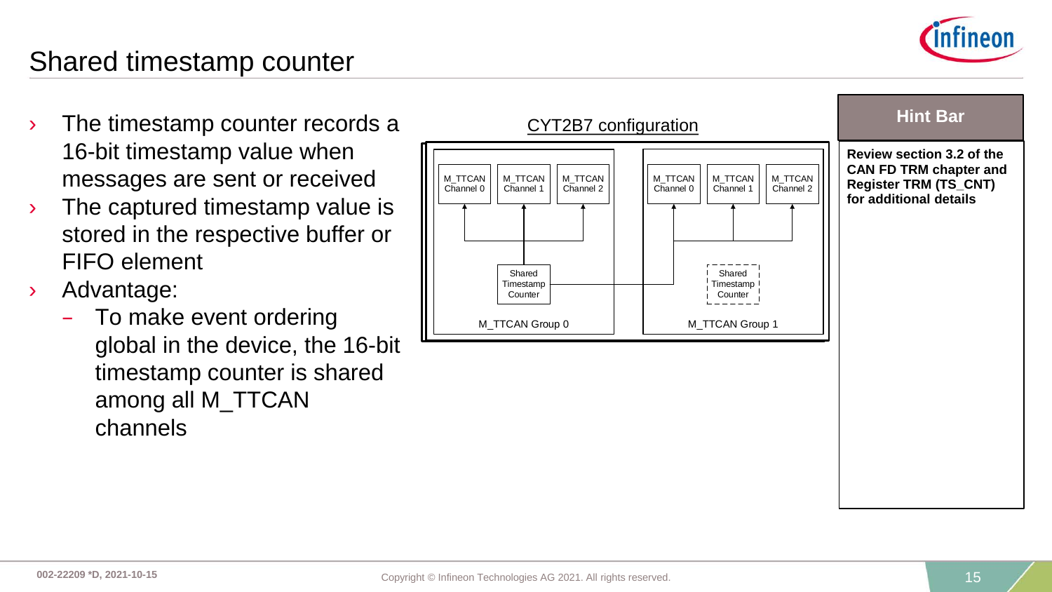# Shared timestamp counter

- The timestamp counter records a 16-bit timestamp value when messages are sent or received
- The captured timestamp value is stored in the respective buffer or FIFO element
- Advantage:
  - To make event ordering global in the device, the 16-bit timestamp counter is shared among all M_TTCAN channels

CYT2B7 configuration

M_TTCAN Channel 0 | M_TTCAN Channel 1 | M_TTCAN Channel 2 | Shared Timestamp Counter | M_TTCAN Group 0

M_TTCAN Channel 0 | M_TTCAN Channel 1 | M_TTCAN Channel 2 | Shared Timestamp Counter | M_TTCAN Group 1

**Hint Bar**

**Review section 3.2 of the CAN FD TRM chapter and Register TRM (TS_CNT) for additional details**

002-22209 *D, 2021-10-15

Copyright © Infineon Technologies AG 2021. All rights reserved.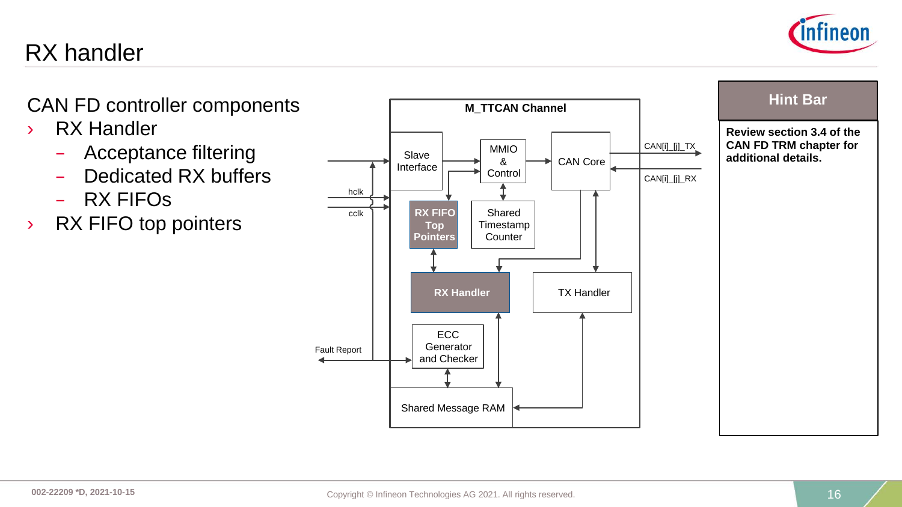# RX handler

CAN FD controller components

- RX Handler
  - Acceptance filtering
  - Dedicated RX buffers
  - RX FIFOs
- RX FIFO top pointers

M_TTCAN Channel

Slave Interface

MMIO & Control

CAN Core

CAN[i]_[j]_TX

CAN[i]_[j]_RX

hclk

cclk

RX FIFO Top Pointers

Shared Timestamp Counter

RX Handler

TX Handler

ECC Generator and Checker

Fault Report

Shared Message RAM

**Hint Bar**

**Review section 3.4 of the CAN FD TRM chapter for additional details.**

002-22209 *D, 2021-10-15

Copyright © Infineon Technologies AG 2021. All rights reserved.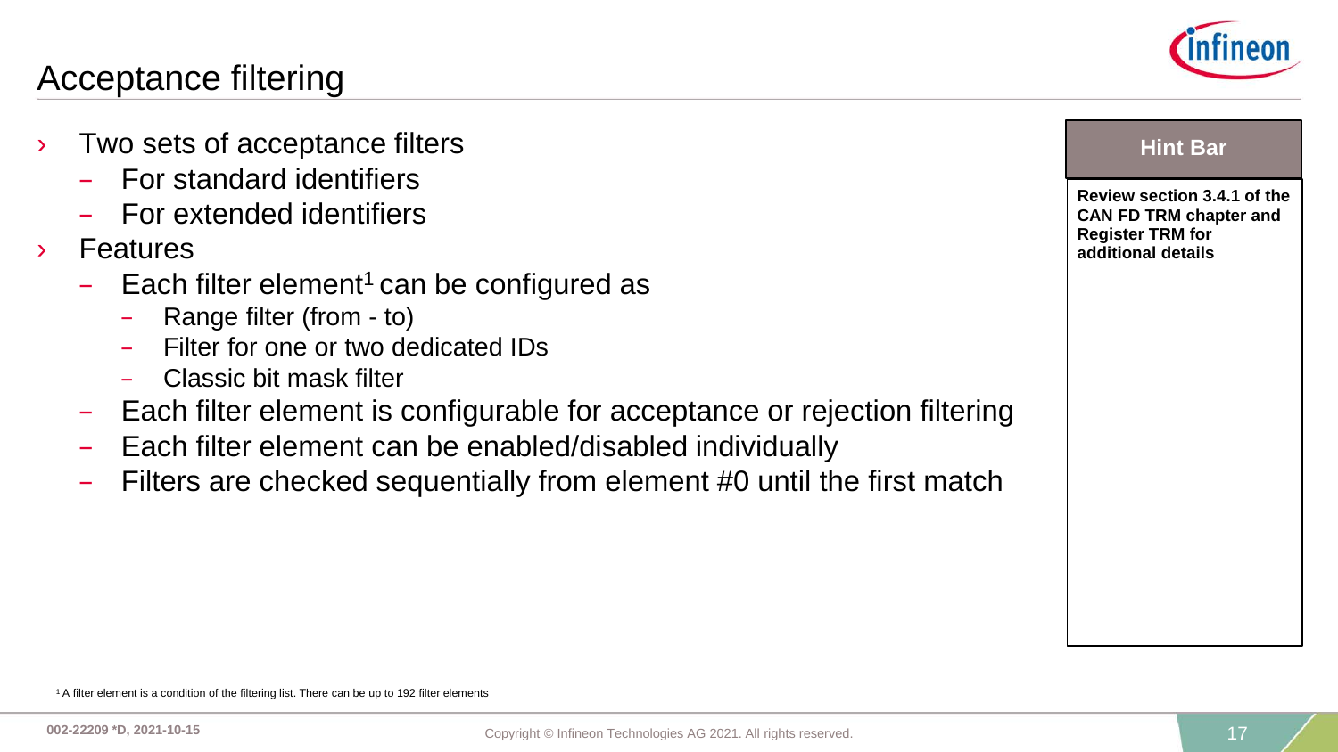# Acceptance filtering

- Two sets of acceptance filters
  - For standard identifiers
  - For extended identifiers
- Features
  - Each filter element[1] can be configured as
    - Range filter (from - to)
    - Filter for one or two dedicated IDs
    - Classic bit mask filter
  - Each filter element is configurable for acceptance or rejection filtering
  - Each filter element can be enabled/disabled individually
  - Filters are checked sequentially from element #0 until the first match

**Hint Bar**

**Review section 3.4.1 of the CAN FD TRM chapter and Register TRM for additional details**

[1] A filter element is a condition of the filtering list. There can be up to 192 filter elements

002-22209 *D, 2021-10-15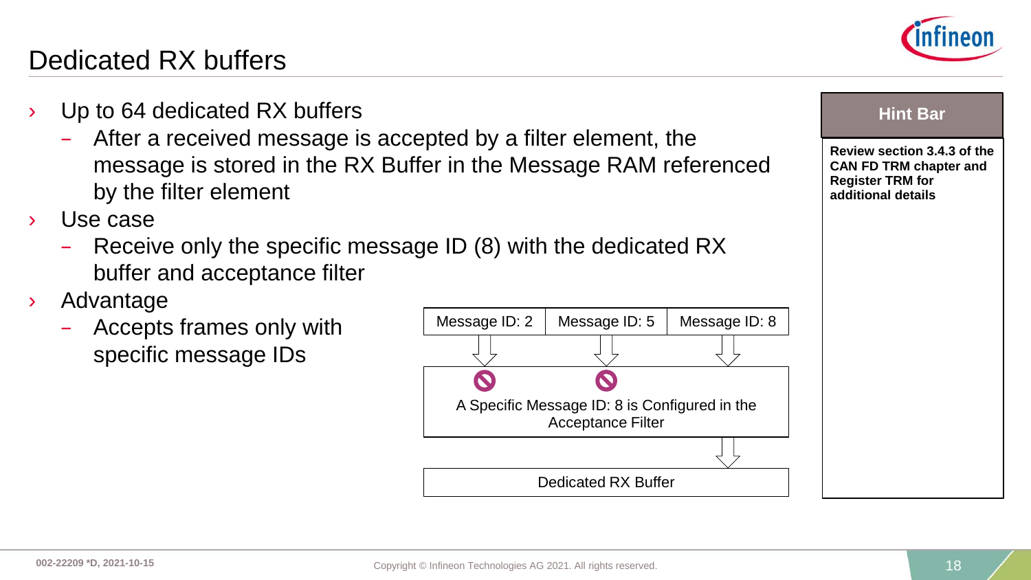# Dedicated RX buffers

- Up to 64 dedicated RX buffers
  - After a received message is accepted by a filter element, the message is stored in the RX Buffer in the Message RAM referenced by the filter element
- Use case
  - Receive only the specific message ID (8) with the dedicated RX buffer and acceptance filter
- Advantage
  - Accepts frames only with specific message IDs

| Message ID: 2 | Message ID: 5 | Message ID: 8 |
|---|---|---|

A Specific Message ID: 8 is Configured in the Acceptance Filter

Dedicated RX Buffer

**Hint Bar**

**Review section 3.4.3 of the CAN FD TRM chapter and Register TRM for additional details**

002-22209 *D, 2021-10-15

Copyright © Infineon Technologies AG 2021. All rights reserved.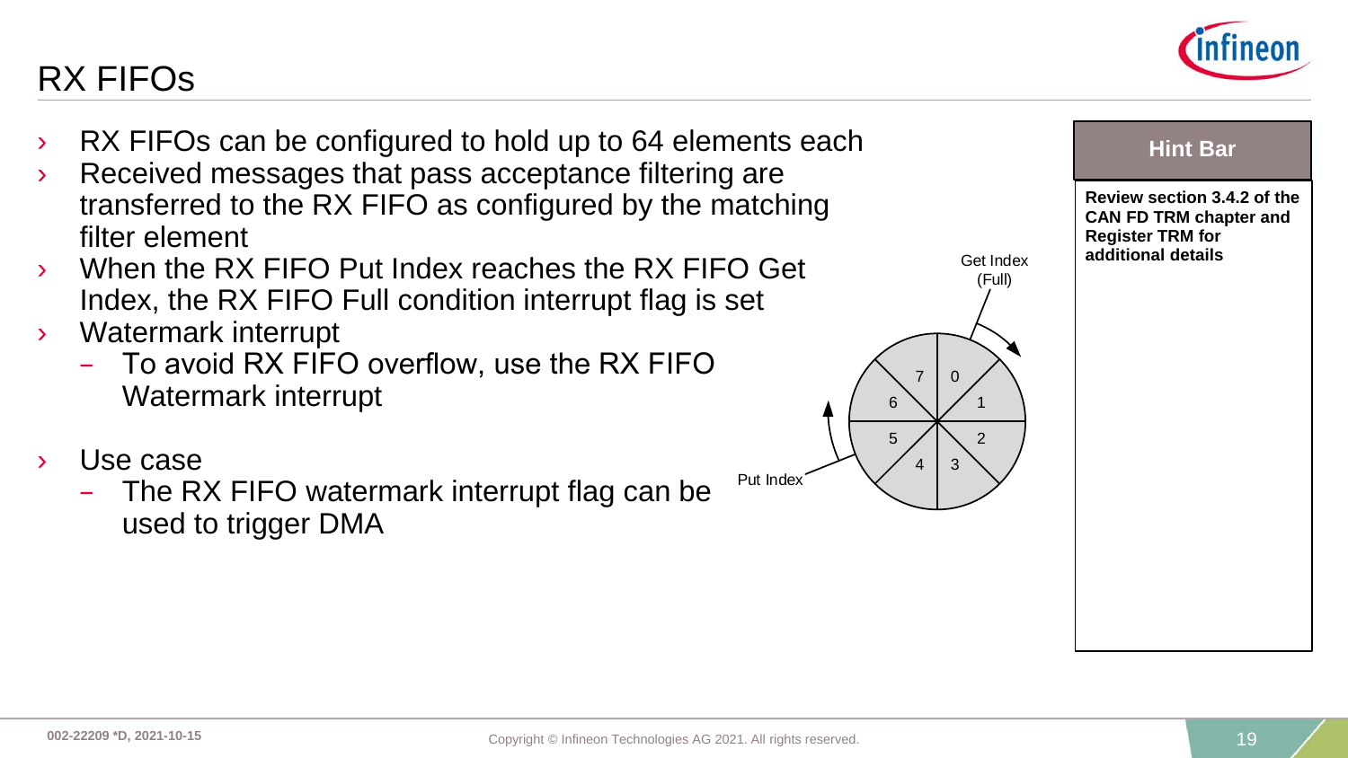# RX FIFOs

- RX FIFOs can be configured to hold up to 64 elements each
- Received messages that pass acceptance filtering are transferred to the RX FIFO as configured by the matching filter element
- When the RX FIFO Put Index reaches the RX FIFO Get Index, the RX FIFO Full condition interrupt flag is set
- Watermark interrupt
  - To avoid RX FIFO overflow, use the RX FIFO Watermark interrupt
- Use case
  - The RX FIFO watermark interrupt flag can be used to trigger DMA

Get Index (Full)

Put Index

0 1 2 3 4 5 6 7

**Hint Bar**

**Review section 3.4.2 of the CAN FD TRM chapter and Register TRM for additional details**

002-22209 *D, 2021-10-15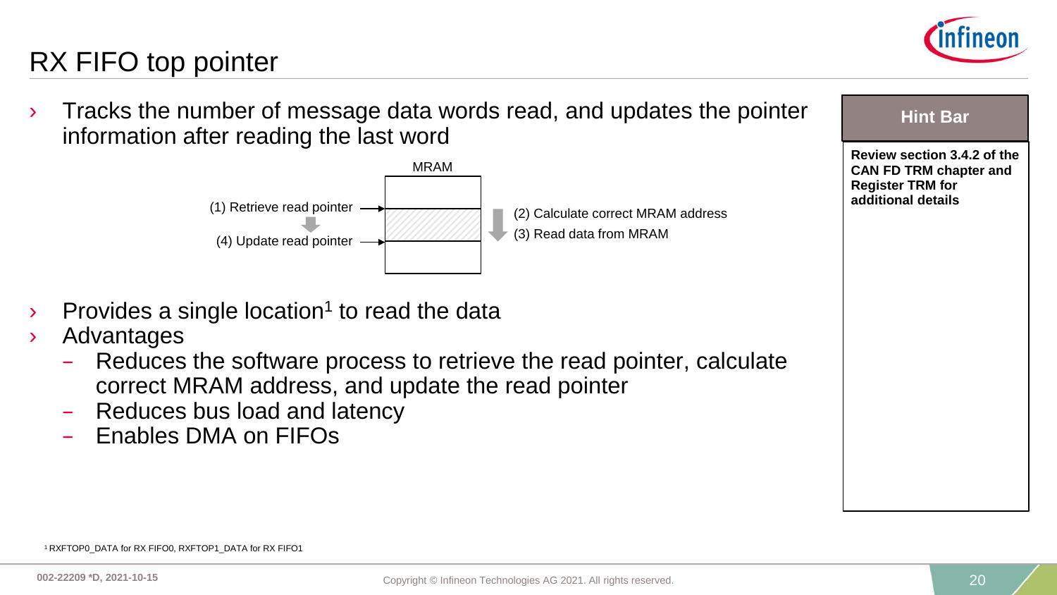# RX FIFO top pointer

- Tracks the number of message data words read, and updates the pointer information after reading the last word

MRAM

(1) Retrieve read pointer

(4) Update read pointer

(2) Calculate correct MRAM address

(3) Read data from MRAM

- Provides a single location[1] to read the data
- Advantages
  - Reduces the software process to retrieve the read pointer, calculate correct MRAM address, and update the read pointer
  - Reduces bus load and latency
  - Enables DMA on FIFOs

**Hint Bar**

**Review section 3.4.2 of the CAN FD TRM chapter and Register TRM for additional details**

[1] RXFTOP0_DATA for RX FIFO0, RXFTOP1_DATA for RX FIFO1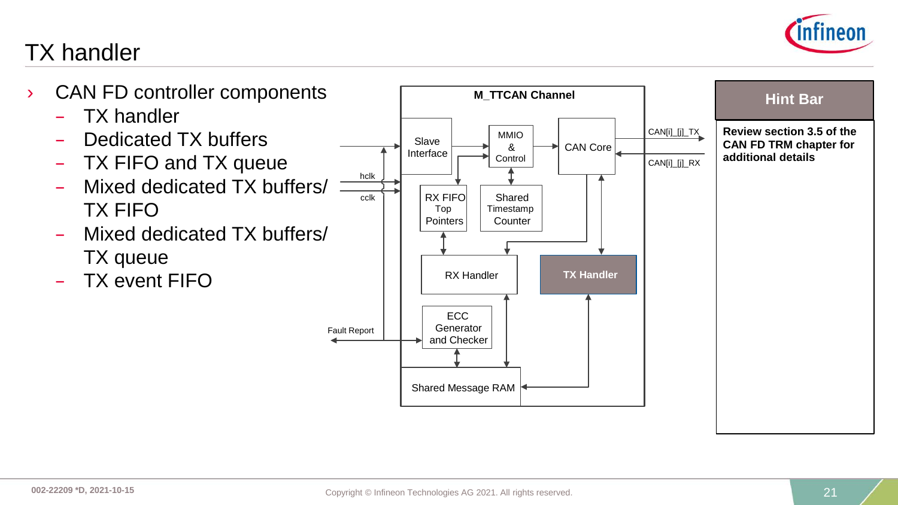# TX handler

- CAN FD controller components
  - TX handler
  - Dedicated TX buffers
  - TX FIFO and TX queue
  - Mixed dedicated TX buffers/ TX FIFO
  - Mixed dedicated TX buffers/ TX queue
  - TX event FIFO

M_TTCAN Channel

Slave Interface

MMIO & Control

CAN Core

CAN[i]_[j]_TX

CAN[i]_[j]_RX

hclk

cclk

RX FIFO Top Pointers

Shared Timestamp Counter

RX Handler

TX Handler

ECC Generator and Checker

Fault Report

Shared Message RAM

**Hint Bar**

**Review section 3.5 of the CAN FD TRM chapter for additional details**

002-22209 *D, 2021-10-15

Copyright © Infineon Technologies AG 2021. All rights reserved.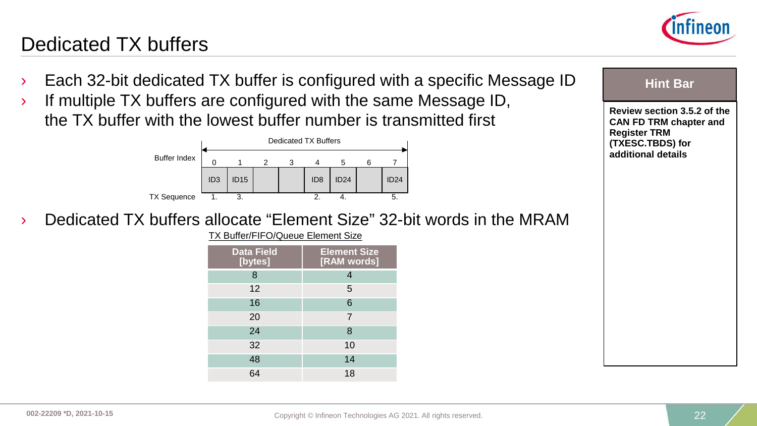# Dedicated TX buffers

- Each 32-bit dedicated TX buffer is configured with a specific Message ID
- If multiple TX buffers are configured with the same Message ID, the TX buffer with the lowest buffer number is transmitted first

Dedicated TX Buffers

| Buffer Index | 0 | 1 | 2 | 3 | 4 | 5 | 6 | 7 |
|---|---|---|---|---|---|---|---|---|
| | ID3 | ID15 | | | ID8 | ID24 | | ID24 |
| TX Sequence | 1. | 3. | | | 2. | 4. | | 5. |

- Dedicated TX buffers allocate "Element Size" 32-bit words in the MRAM

TX Buffer/FIFO/Queue Element Size

| Data Field [bytes] | Element Size [RAM words] |
|---|---|
| 8 | 4 |
| 12 | 5 |
| 16 | 6 |
| 20 | 7 |
| 24 | 8 |
| 32 | 10 |
| 48 | 14 |
| 64 | 18 |

**Hint Bar**

**Review section 3.5.2 of the CAN FD TRM chapter and Register TRM (TXESC.TBDS) for additional details**

002-22209 *D, 2021-10-15

Copyright © Infineon Technologies AG 2021. All rights reserved.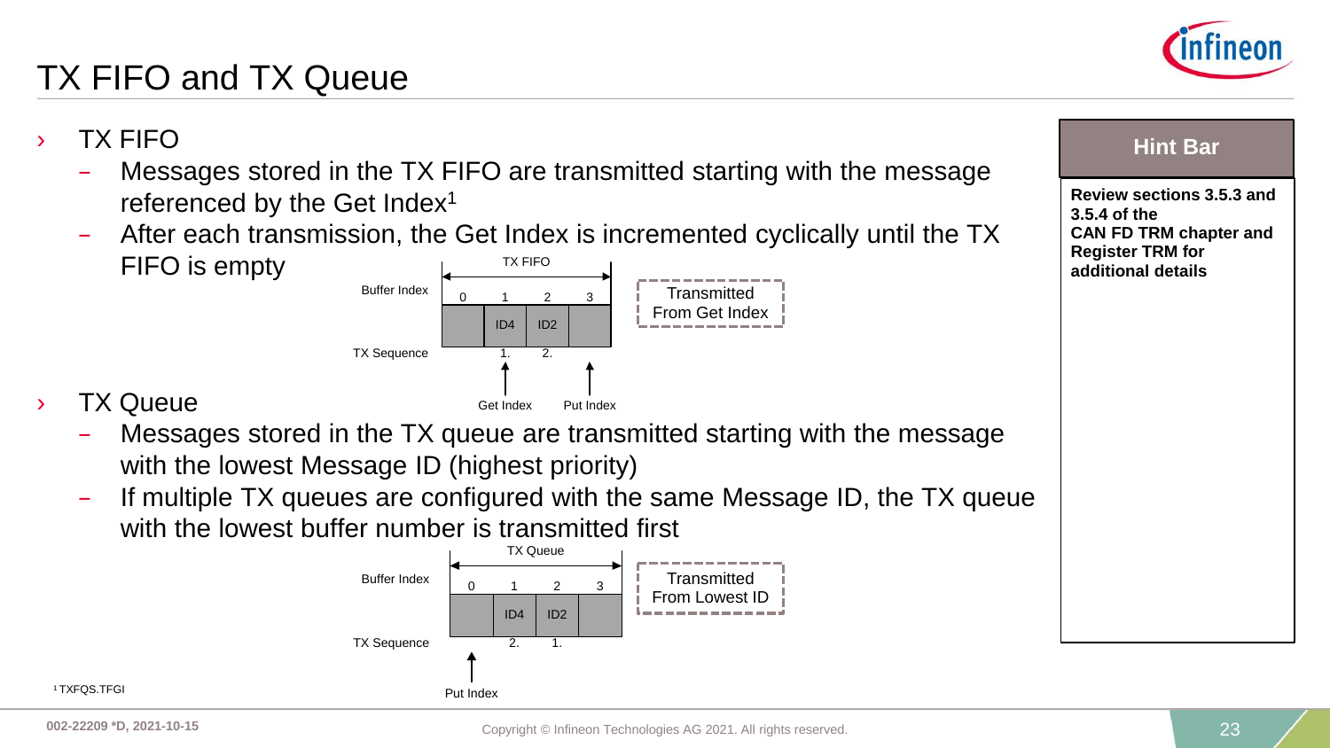# TX FIFO and TX Queue

- TX FIFO
  - Messages stored in the TX FIFO are transmitted starting with the message referenced by the Get Index[1]
  - After each transmission, the Get Index is incremented cyclically until the TX FIFO is empty

TX FIFO

| Buffer Index | 0 | 1 | 2 | 3 |
|---|---|---|---|---|
| | | ID4 | ID2 | |
| TX Sequence | | 1. | 2. | |
| | | Get Index | | Put Index |

Transmitted From Get Index

- TX Queue
  - Messages stored in the TX queue are transmitted starting with the message with the lowest Message ID (highest priority)
  - If multiple TX queues are configured with the same Message ID, the TX queue with the lowest buffer number is transmitted first

TX Queue

| Buffer Index | 0 | 1 | 2 | 3 |
|---|---|---|---|---|
| | | ID4 | ID2 | |
| TX Sequence | | 2. | 1. | |
| | Put Index | | | |

Transmitted From Lowest ID

**Hint Bar**

**Review sections 3.5.3 and 3.5.4 of the CAN FD TRM chapter and Register TRM for additional details**

[1] TXFQS.TFGI

002-22209 *D, 2021-10-15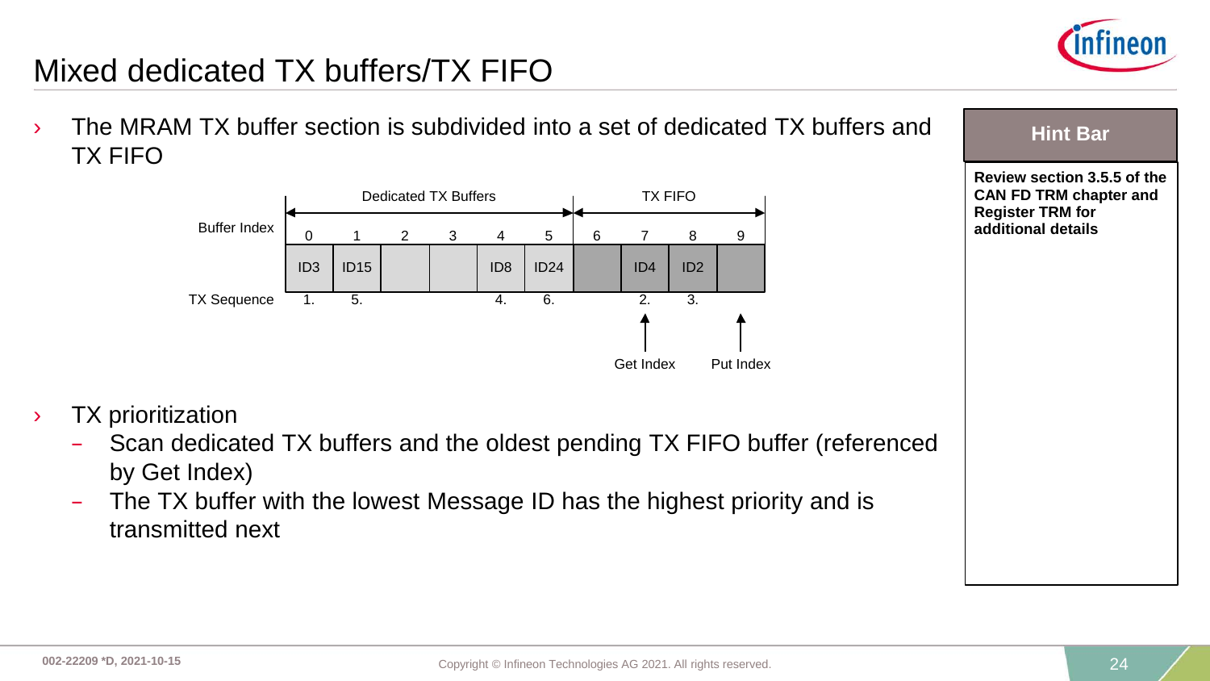# Mixed dedicated TX buffers/TX FIFO

- The MRAM TX buffer section is subdivided into a set of dedicated TX buffers and TX FIFO

| | Dedicated TX Buffers | | | | | | TX FIFO | | | |
|---|---|---|---|---|---|---|---|---|---|---|
| Buffer Index | 0 | 1 | 2 | 3 | 4 | 5 | 6 | 7 | 8 | 9 |
| | ID3 | ID15 | | | ID8 | ID24 | | ID4 | ID2 | |
| TX Sequence | 1. | 5. | | | 4. | 6. | | 2. | 3. | |
| | | | | | | | | Get Index | | Put Index |

- TX prioritization
  - Scan dedicated TX buffers and the oldest pending TX FIFO buffer (referenced by Get Index)
  - The TX buffer with the lowest Message ID has the highest priority and is transmitted next

**Hint Bar**

**Review section 3.5.5 of the CAN FD TRM chapter and Register TRM for additional details**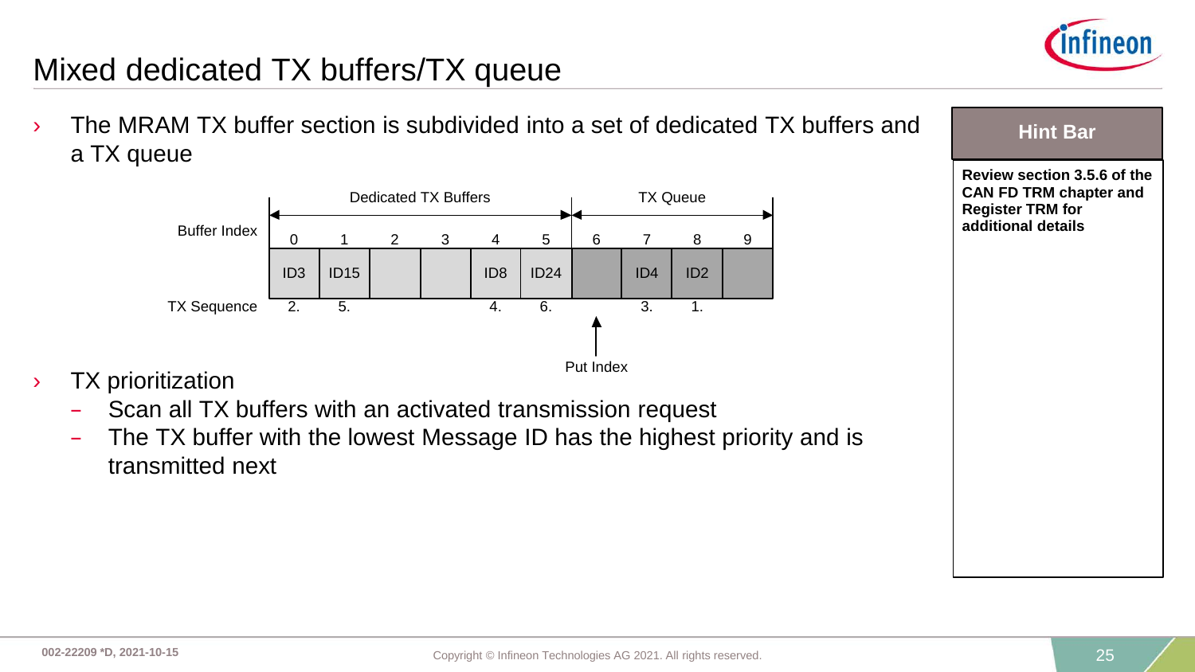# Mixed dedicated TX buffers/TX queue

- The MRAM TX buffer section is subdivided into a set of dedicated TX buffers and a TX queue

| | Dedicated TX Buffers | | | | | | TX Queue | | | |
|---|---|---|---|---|---|---|---|---|---|---|
| Buffer Index | 0 | 1 | 2 | 3 | 4 | 5 | 6 | 7 | 8 | 9 |
| | ID3 | ID15 | | | ID8 | ID24 | | ID4 | ID2 | |
| TX Sequence | 2. | 5. | | | 4. | 6. | | 3. | 1. | |

Put Index (points to buffer index 6)

- TX prioritization
  - Scan all TX buffers with an activated transmission request
  - The TX buffer with the lowest Message ID has the highest priority and is transmitted next

**Hint Bar**

**Review section 3.5.6 of the CAN FD TRM chapter and Register TRM for additional details**

002-22209 *D, 2021-10-15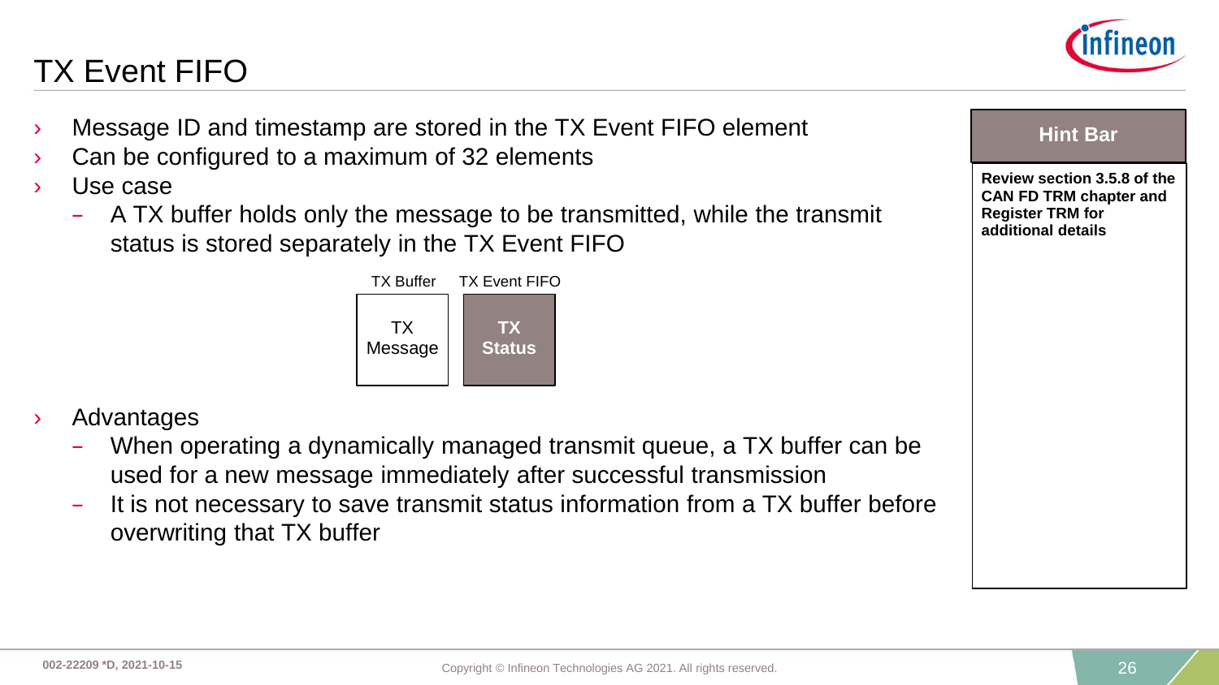# TX Event FIFO

- Message ID and timestamp are stored in the TX Event FIFO element
- Can be configured to a maximum of 32 elements
- Use case
  - A TX buffer holds only the message to be transmitted, while the transmit status is stored separately in the TX Event FIFO

| TX Buffer | TX Event FIFO |
| --- | --- |
| TX Message | **TX Status** |

- Advantages
  - When operating a dynamically managed transmit queue, a TX buffer can be used for a new message immediately after successful transmission
  - It is not necessary to save transmit status information from a TX buffer before overwriting that TX buffer

**Hint Bar**

**Review section 3.5.8 of the CAN FD TRM chapter and Register TRM for additional details**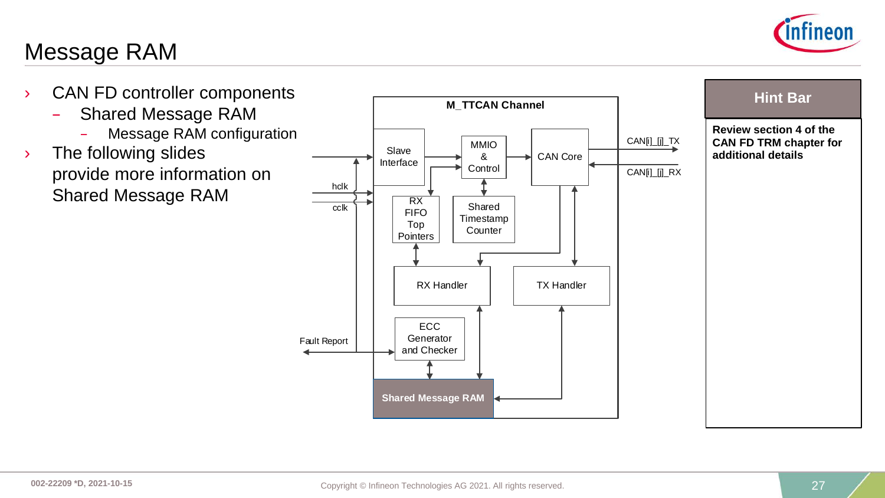# Message RAM

- CAN FD controller components
  - Shared Message RAM
    - Message RAM configuration
- The following slides provide more information on Shared Message RAM

**M_TTCAN Channel**

Slave Interface

MMIO & Control

CAN Core

CAN[i]_[j]_TX

CAN[i]_[j]_RX

hclk

cclk

RX FIFO Top Pointers

Shared Timestamp Counter

RX Handler

TX Handler

ECC Generator and Checker

Fault Report

**Shared Message RAM**

**Hint Bar**

**Review section 4 of the CAN FD TRM chapter for additional details**

002-22209 *D, 2021-10-15

Copyright © Infineon Technologies AG 2021. All rights reserved.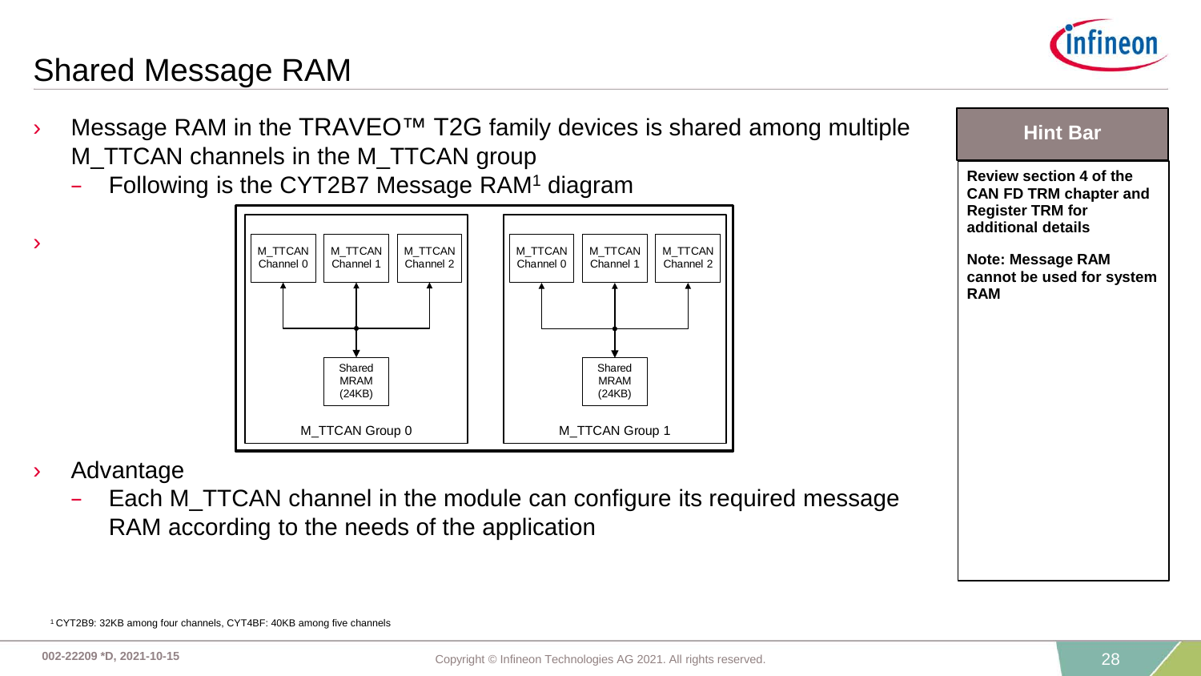# Shared Message RAM

- Message RAM in the TRAVEO™ T2G family devices is shared among multiple M_TTCAN channels in the M_TTCAN group
  - Following is the CYT2B7 Message RAM[1] diagram

M_TTCAN Group 0: M_TTCAN Channel 0, M_TTCAN Channel 1, M_TTCAN Channel 2 — Shared MRAM (24KB)

M_TTCAN Group 1: M_TTCAN Channel 0, M_TTCAN Channel 1, M_TTCAN Channel 2 — Shared MRAM (24KB)

- Advantage
  - Each M_TTCAN channel in the module can configure its required message RAM according to the needs of the application

**Hint Bar**

**Review section 4 of the CAN FD TRM chapter and Register TRM for additional details**

**Note: Message RAM cannot be used for system RAM**

[1] CYT2B9: 32KB among four channels, CYT4BF: 40KB among five channels

002-22209 *D, 2021-10-15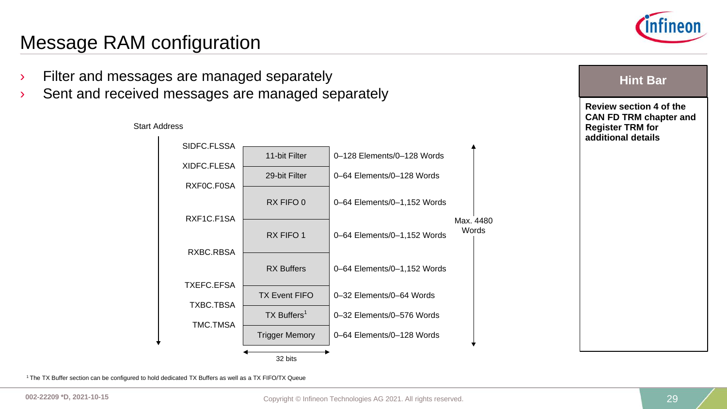# Message RAM configuration

- Filter and messages are managed separately
- Sent and received messages are managed separately

| Start Address | Section (32 bits) | Size |
|---|---|---|
| SIDFC.FLSSA | 11-bit Filter | 0–128 Elements/0–128 Words |
| XIDFC.FLESA | 29-bit Filter | 0–64 Elements/0–128 Words |
| RXF0C.F0SA | RX FIFO 0 | 0–64 Elements/0–1,152 Words |
| RXF1C.F1SA | RX FIFO 1 | 0–64 Elements/0–1,152 Words |
| RXBC.RBSA | RX Buffers | 0–64 Elements/0–1,152 Words |
| TXEFC.EFSA | TX Event FIFO | 0–32 Elements/0–64 Words |
| TXBC.TBSA | TX Buffers[1] | 0–32 Elements/0–576 Words |
| TMC.TMSA | Trigger Memory | 0–64 Elements/0–128 Words |

Max. 4480 Words

[1] The TX Buffer section can be configured to hold dedicated TX Buffers as well as a TX FIFO/TX Queue

**Hint Bar**

**Review section 4 of the CAN FD TRM chapter and Register TRM for additional details**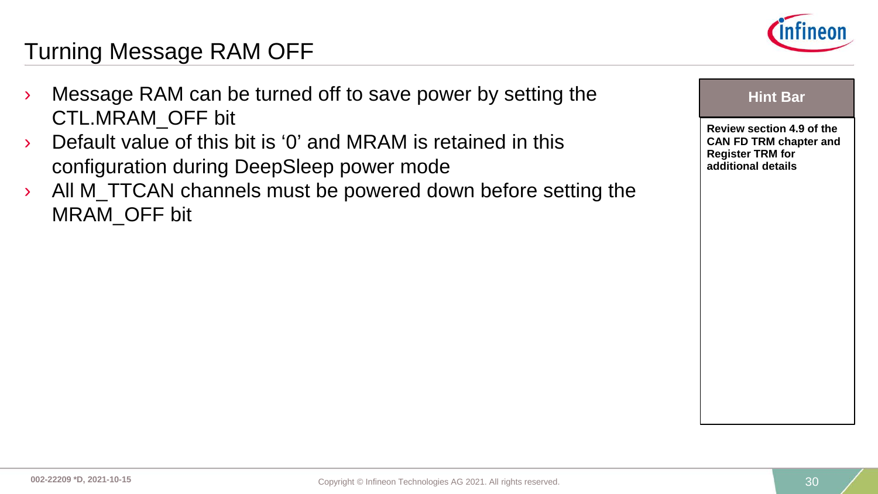# Turning Message RAM OFF

- Message RAM can be turned off to save power by setting the CTL.MRAM_OFF bit
- Default value of this bit is ‘0’ and MRAM is retained in this configuration during DeepSleep power mode
- All M_TTCAN channels must be powered down before setting the MRAM_OFF bit

**Hint Bar**

**Review section 4.9 of the CAN FD TRM chapter and Register TRM for additional details**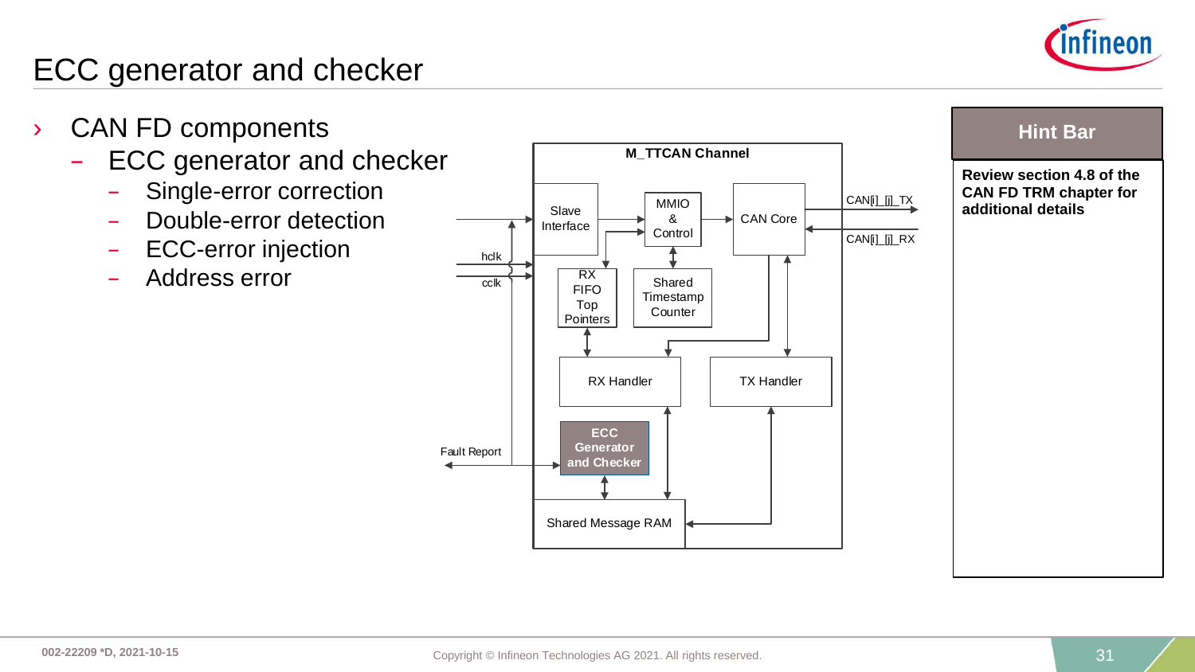# ECC generator and checker

- CAN FD components
  - ECC generator and checker
    - Single-error correction
    - Double-error detection
    - ECC-error injection
    - Address error

M_TTCAN Channel

Slave Interface

MMIO & Control

CAN Core

CAN[i]_[j]_TX

CAN[i]_[j]_RX

hclk

cclk

RX FIFO Top Pointers

Shared Timestamp Counter

RX Handler

TX Handler

Fault Report

ECC Generator and Checker

Shared Message RAM

**Hint Bar**

**Review section 4.8 of the CAN FD TRM chapter for additional details**

002-22209 *D, 2021-10-15

Copyright © Infineon Technologies AG 2021. All rights reserved.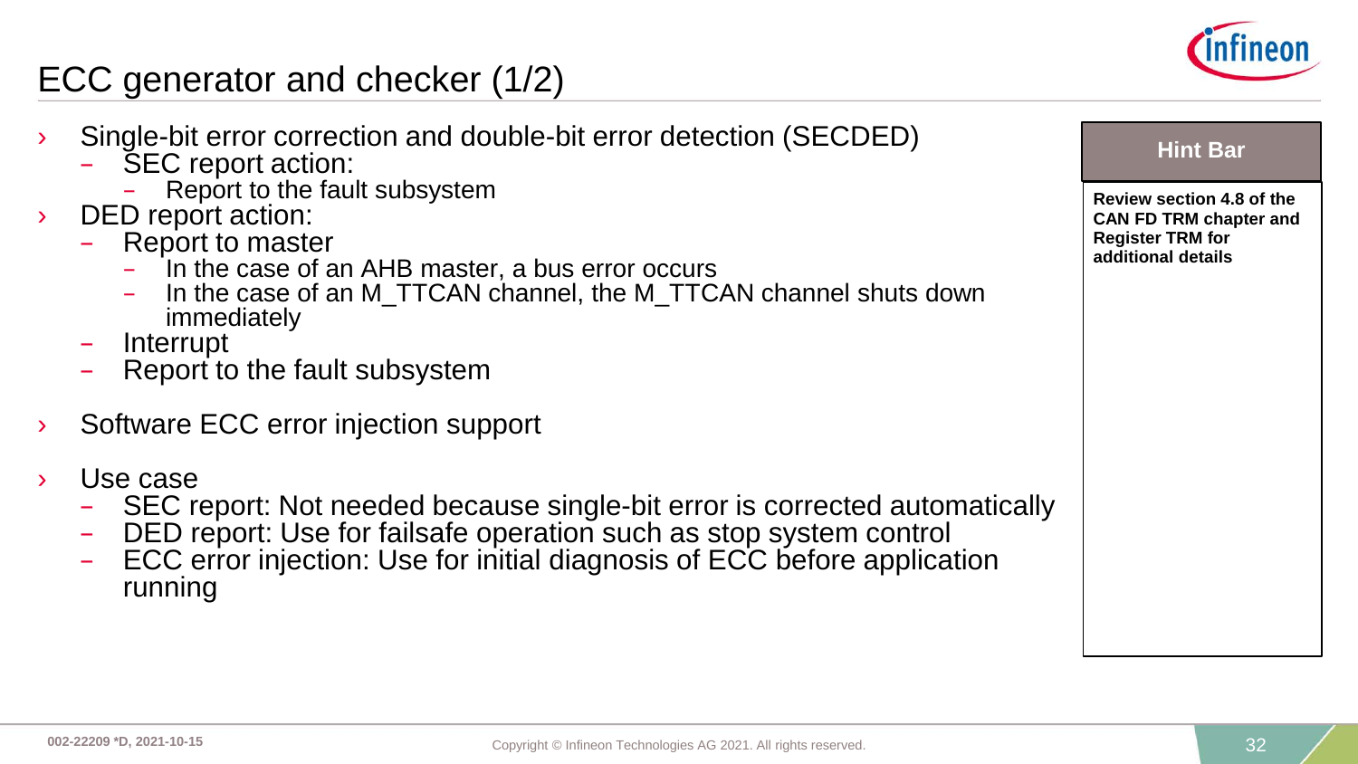# ECC generator and checker (1/2)

- Single-bit error correction and double-bit error detection (SECDED)
  - SEC report action:
    - Report to the fault subsystem
- DED report action:
  - Report to master
    - In the case of an AHB master, a bus error occurs
    - In the case of an M_TTCAN channel, the M_TTCAN channel shuts down immediately
  - Interrupt
  - Report to the fault subsystem
- Software ECC error injection support
- Use case
  - SEC report: Not needed because single-bit error is corrected automatically
  - DED report: Use for failsafe operation such as stop system control
  - ECC error injection: Use for initial diagnosis of ECC before application running

**Hint Bar**

**Review section 4.8 of the CAN FD TRM chapter and Register TRM for additional details**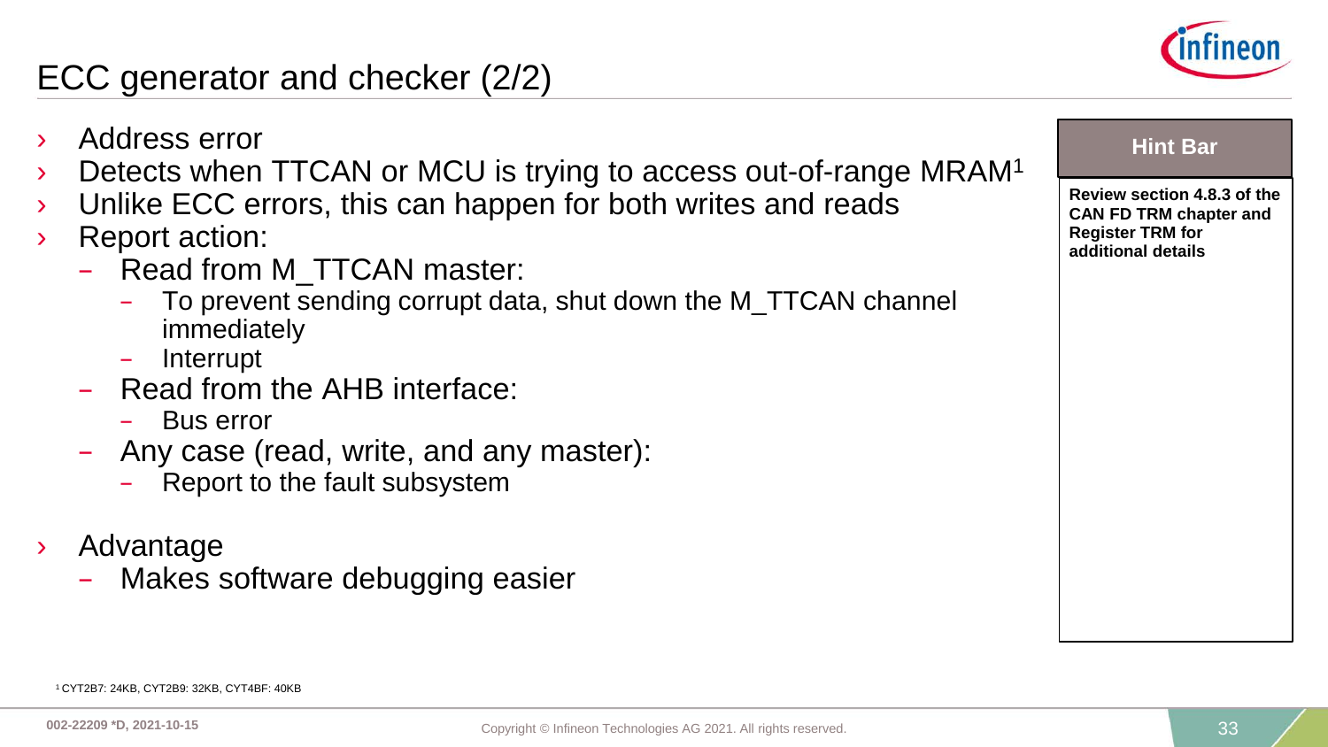# ECC generator and checker (2/2)

- Address error
- Detects when TTCAN or MCU is trying to access out-of-range MRAM[1]
- Unlike ECC errors, this can happen for both writes and reads
- Report action:
  - Read from M_TTCAN master:
    - To prevent sending corrupt data, shut down the M_TTCAN channel immediately
    - Interrupt
  - Read from the AHB interface:
    - Bus error
  - Any case (read, write, and any master):
    - Report to the fault subsystem

- Advantage
  - Makes software debugging easier

**Hint Bar**

**Review section 4.8.3 of the CAN FD TRM chapter and Register TRM for additional details**

[1] CYT2B7: 24KB, CYT2B9: 32KB, CYT4BF: 40KB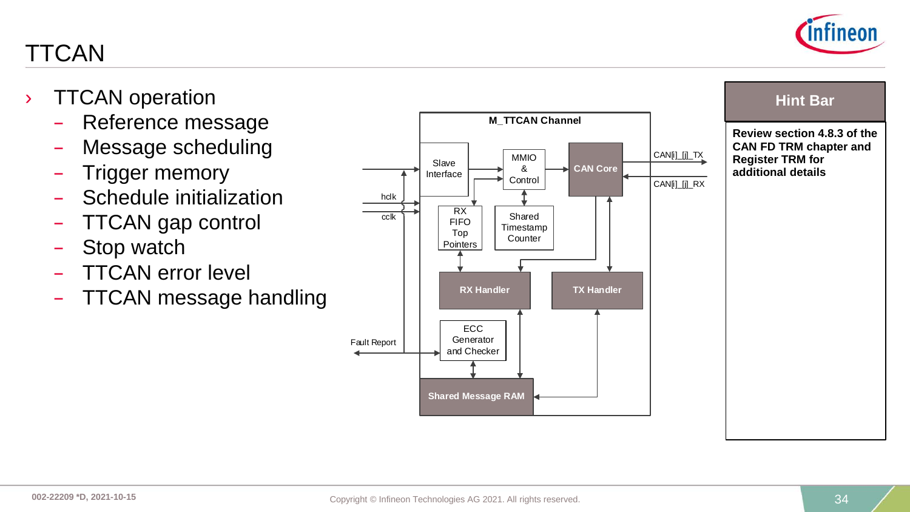# TTCAN

- TTCAN operation
  - Reference message
  - Message scheduling
  - Trigger memory
  - Schedule initialization
  - TTCAN gap control
  - Stop watch
  - TTCAN error level
  - TTCAN message handling

M_TTCAN Channel

Slave Interface

MMIO & Control

CAN Core

CAN[i]_[j]_TX

CAN[i]_[j]_RX

hclk

cclk

RX FIFO Top Pointers

Shared Timestamp Counter

RX Handler

TX Handler

ECC Generator and Checker

Fault Report

Shared Message RAM

**Hint Bar**

**Review section 4.8.3 of the CAN FD TRM chapter and Register TRM for additional details**

002-22209 *D, 2021-10-15

Copyright © Infineon Technologies AG 2021. All rights reserved.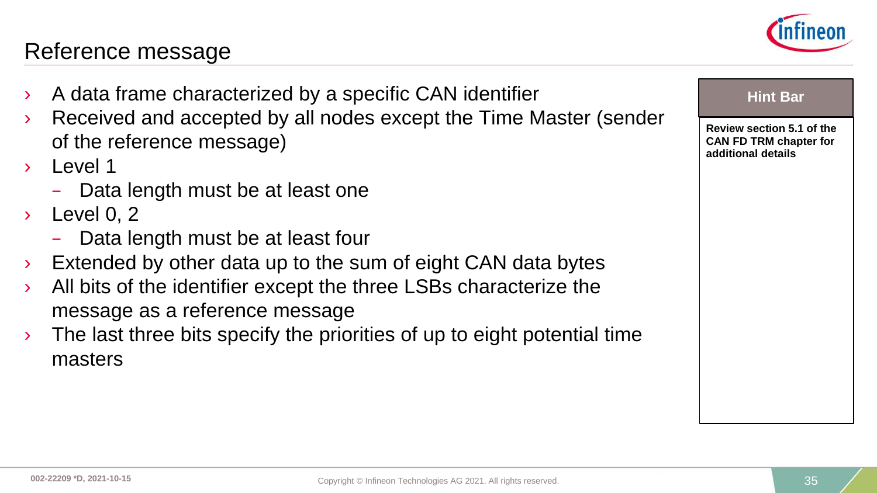## Reference message

- A data frame characterized by a specific CAN identifier
- Received and accepted by all nodes except the Time Master (sender of the reference message)
- Level 1
  - Data length must be at least one
- Level 0, 2
  - Data length must be at least four
- Extended by other data up to the sum of eight CAN data bytes
- All bits of the identifier except the three LSBs characterize the message as a reference message
- The last three bits specify the priorities of up to eight potential time masters

**Hint Bar**

**Review section 5.1 of the CAN FD TRM chapter for additional details**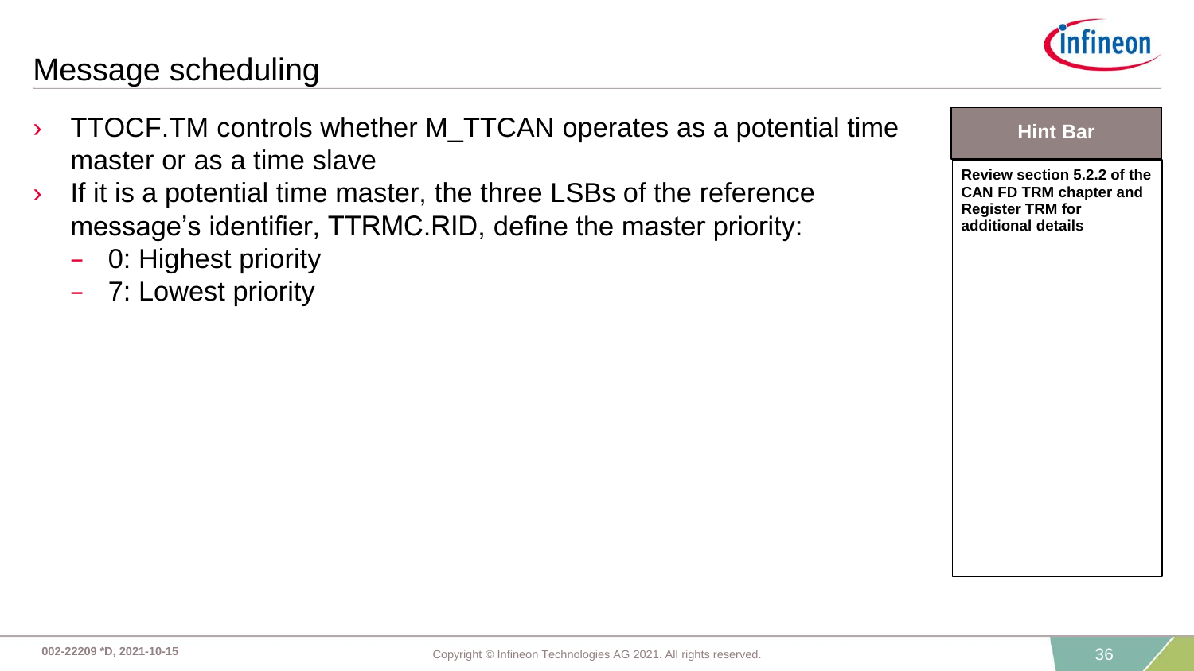# Message scheduling

- TTOCF.TM controls whether M_TTCAN operates as a potential time master or as a time slave
- If it is a potential time master, the three LSBs of the reference message's identifier, TTRMC.RID, define the master priority:
  - 0: Highest priority
  - 7: Lowest priority

**Hint Bar**

**Review section 5.2.2 of the CAN FD TRM chapter and Register TRM for additional details**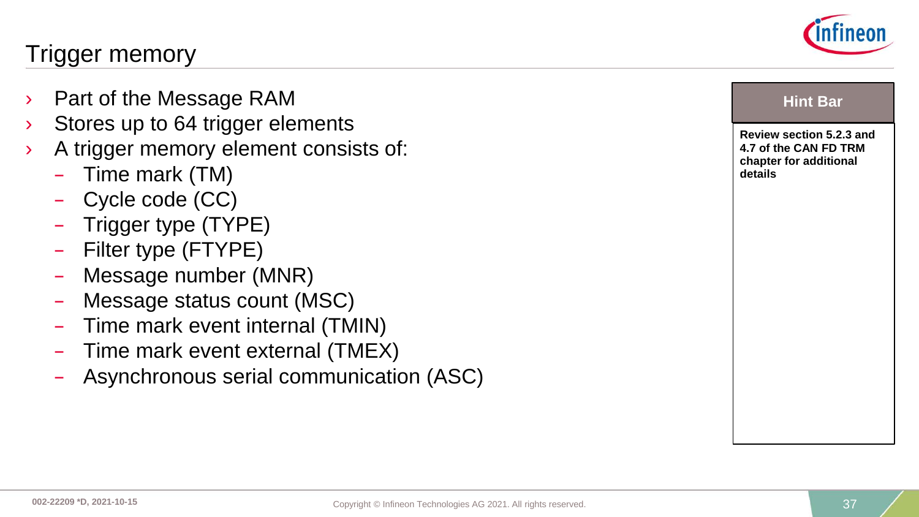# Trigger memory

- Part of the Message RAM
- Stores up to 64 trigger elements
- A trigger memory element consists of:
  - Time mark (TM)
  - Cycle code (CC)
  - Trigger type (TYPE)
  - Filter type (FTYPE)
  - Message number (MNR)
  - Message status count (MSC)
  - Time mark event internal (TMIN)
  - Time mark event external (TMEX)
  - Asynchronous serial communication (ASC)

**Hint Bar**

**Review section 5.2.3 and 4.7 of the CAN FD TRM chapter for additional details**

002-22209 *D, 2021-10-15

Copyright © Infineon Technologies AG 2021. All rights reserved.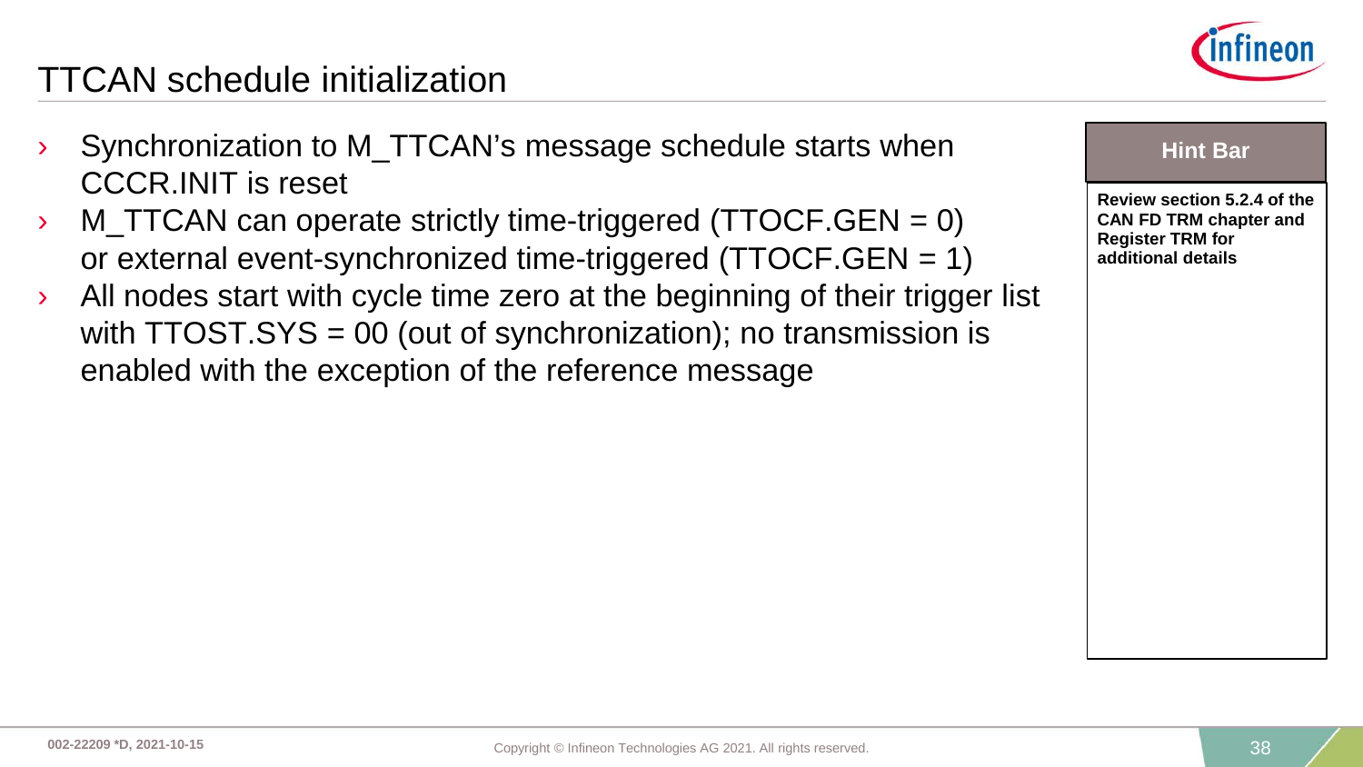# TTCAN schedule initialization

- Synchronization to M_TTCAN's message schedule starts when CCCR.INIT is reset
- M_TTCAN can operate strictly time-triggered (TTOCF.GEN = 0) or external event-synchronized time-triggered (TTOCF.GEN = 1)
- All nodes start with cycle time zero at the beginning of their trigger list with TTOST.SYS = 00 (out of synchronization); no transmission is enabled with the exception of the reference message

**Hint Bar**

**Review section 5.2.4 of the CAN FD TRM chapter and Register TRM for additional details**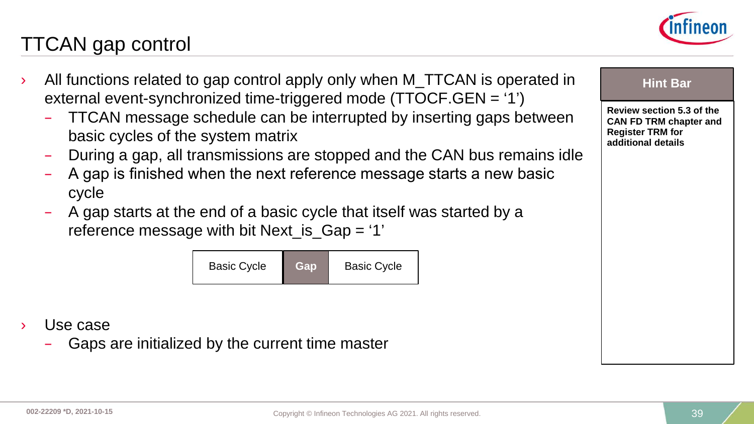# TTCAN gap control

- All functions related to gap control apply only when M_TTCAN is operated in external event-synchronized time-triggered mode (TTOCF.GEN = ‘1’)
  - TTCAN message schedule can be interrupted by inserting gaps between basic cycles of the system matrix
  - During a gap, all transmissions are stopped and the CAN bus remains idle
  - A gap is finished when the next reference message starts a new basic cycle
  - A gap starts at the end of a basic cycle that itself was started by a reference message with bit Next_is_Gap = ‘1’

| Basic Cycle | Gap | Basic Cycle |
|---|---|---|

- Use case
  - Gaps are initialized by the current time master

**Hint Bar**

**Review section 5.3 of the CAN FD TRM chapter and Register TRM for additional details**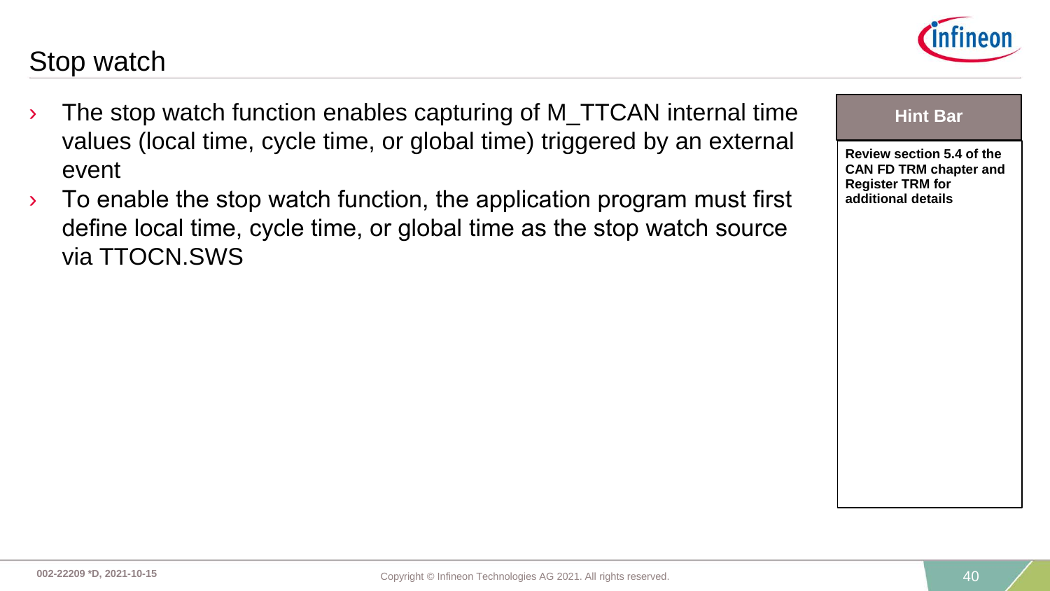# Stop watch

- The stop watch function enables capturing of M_TTCAN internal time values (local time, cycle time, or global time) triggered by an external event
- To enable the stop watch function, the application program must first define local time, cycle time, or global time as the stop watch source via TTOCN.SWS

**Hint Bar**

**Review section 5.4 of the CAN FD TRM chapter and Register TRM for additional details**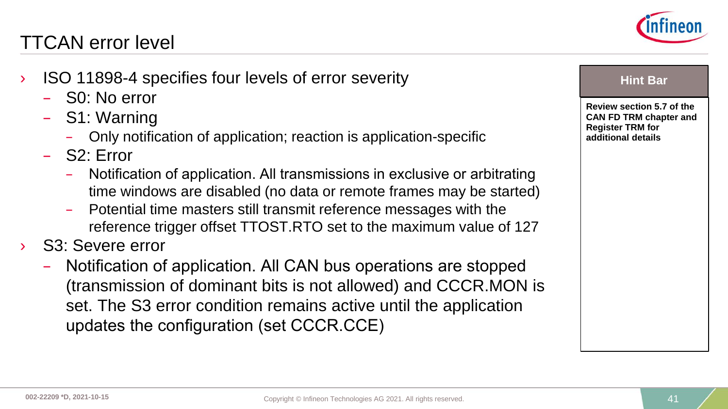# TTCAN error level

- ISO 11898-4 specifies four levels of error severity
  - S0: No error
  - S1: Warning
    - Only notification of application; reaction is application-specific
  - S2: Error
    - Notification of application. All transmissions in exclusive or arbitrating time windows are disabled (no data or remote frames may be started)
    - Potential time masters still transmit reference messages with the reference trigger offset TTOST.RTO set to the maximum value of 127
- S3: Severe error
  - Notification of application. All CAN bus operations are stopped (transmission of dominant bits is not allowed) and CCCR.MON is set. The S3 error condition remains active until the application updates the configuration (set CCCR.CCE)

**Hint Bar**

**Review section 5.7 of the CAN FD TRM chapter and Register TRM for additional details**

002-22209 *D, 2021-10-15

Copyright © Infineon Technologies AG 2021. All rights reserved.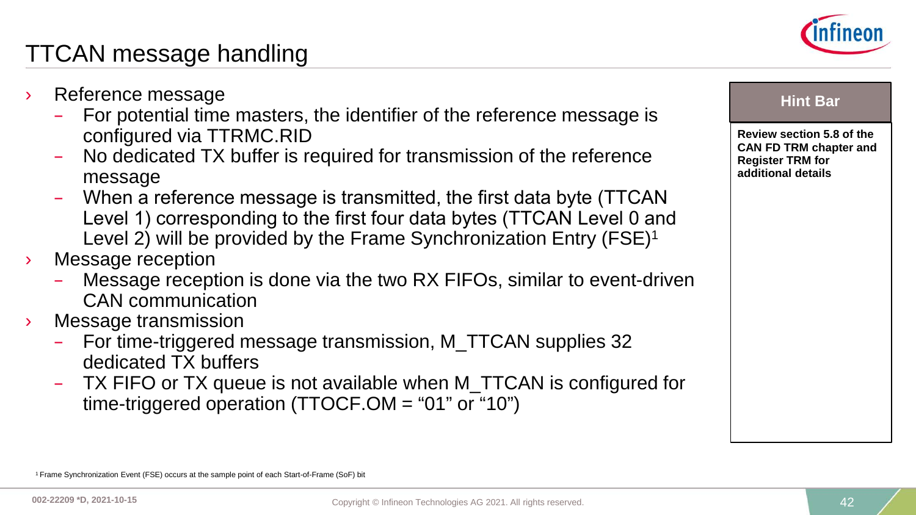# TTCAN message handling

- Reference message
  - For potential time masters, the identifier of the reference message is configured via TTRMC.RID
  - No dedicated TX buffer is required for transmission of the reference message
  - When a reference message is transmitted, the first data byte (TTCAN Level 1) corresponding to the first four data bytes (TTCAN Level 0 and Level 2) will be provided by the Frame Synchronization Entry (FSE)[1]
- Message reception
  - Message reception is done via the two RX FIFOs, similar to event-driven CAN communication
- Message transmission
  - For time-triggered message transmission, M_TTCAN supplies 32 dedicated TX buffers
  - TX FIFO or TX queue is not available when M_TTCAN is configured for time-triggered operation (TTOCF.OM = "01" or "10")

**Hint Bar**

**Review section 5.8 of the CAN FD TRM chapter and Register TRM for additional details**

[1] Frame Synchronization Event (FSE) occurs at the sample point of each Start-of-Frame (SoF) bit

002-22209 *D, 2021-10-15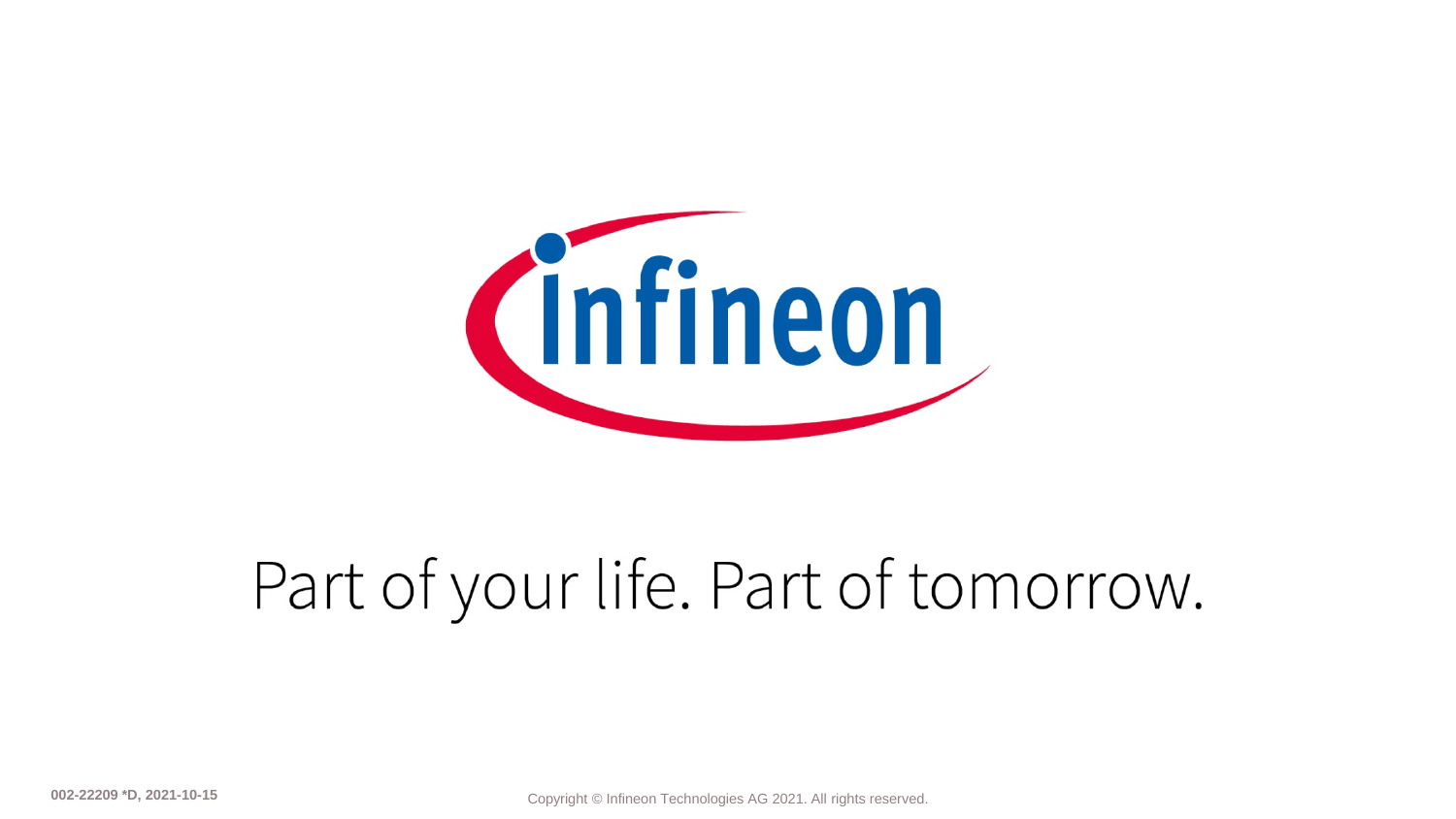Part of your life. Part of tomorrow.

002-22209 *D, 2021-10-15

Copyright © Infineon Technologies AG 2021. All rights reserved.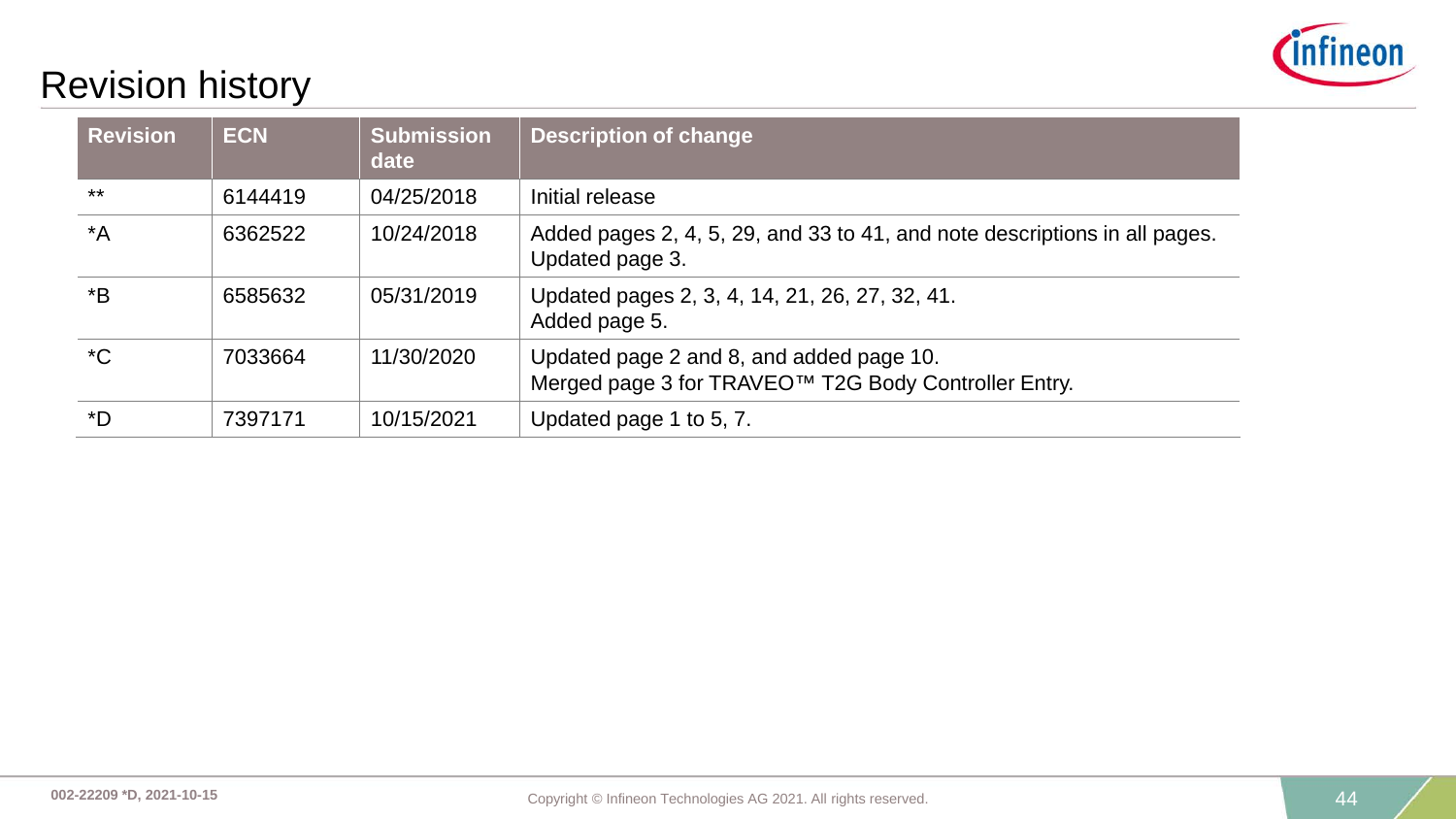# Revision history

| Revision | ECN | Submission date | Description of change |
| --- | --- | --- | --- |
| ** | 6144419 | 04/25/2018 | Initial release |
| *A | 6362522 | 10/24/2018 | Added pages 2, 4, 5, 29, and 33 to 41, and note descriptions in all pages. Updated page 3. |
| *B | 6585632 | 05/31/2019 | Updated pages 2, 3, 4, 14, 21, 26, 27, 32, 41. Added page 5. |
| *C | 7033664 | 11/30/2020 | Updated page 2 and 8, and added page 10. Merged page 3 for TRAVEO™ T2G Body Controller Entry. |
| *D | 7397171 | 10/15/2021 | Updated page 1 to 5, 7. |